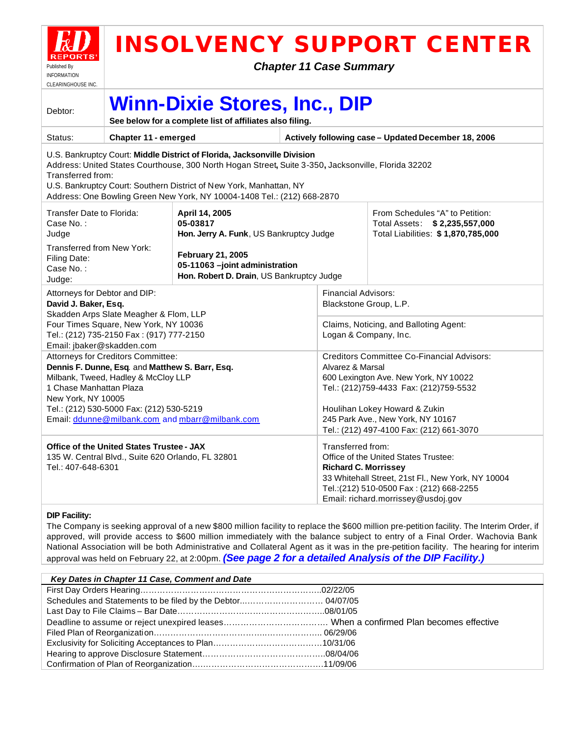# INSOLVENCY SUPPORT CENTER

Published By INFORMATION CLEARINGHOUSE INC.

*Chapter 11 Case Summary*

Debtor: **Winn-Dixie Stores, Inc., DIP**

**See below for a complete list of affiliates also filing.**

Status: **Chapter 11 - emerged** | **Actively following case – Updated December 18, 2006**

U.S. Bankruptcy Court: **Middle District of Florida, Jacksonville Division**
Address: United States Courthouse, 300 North Hogan Street, Suite 3-350, Jacksonville, Florida 32202
Transferred from:
U.S. Bankruptcy Court: Southern District of New York, Manhattan, NY
Address: One Bowling Green New York, NY 10004-1408 Tel.: (212) 668-2870

| | | |
|---|---|---|
| Transfer Date to Florida:<br>Case No. :<br>Judge | **April 14, 2005**<br>**05-03817**<br>**Hon. Jerry A. Funk**, US Bankruptcy Judge | From Schedules "A" to Petition:<br>Total Assets: **$ 2,235,557,000**<br>Total Liabilities: **$ 1,870,785,000** |
| Transferred from New York:<br>Filing Date:<br>Case No. :<br>Judge: | **February 21, 2005**<br>**05-11063 –joint administration**<br>**Hon. Robert D. Drain**, US Bankruptcy Judge | |

| | |
|---|---|
| Attorneys for Debtor and DIP:<br>**David J. Baker, Esq.**<br>Skadden Arps Slate Meagher & Flom, LLP<br>Four Times Square, New York, NY 10036<br>Tel.: (212) 735-2150 Fax : (917) 777-2150<br>Email: jbaker@skadden.com | Financial Advisors:<br>Blackstone Group, L.P.<br><br>Claims, Noticing, and Balloting Agent:<br>Logan & Company, Inc. |
| Attorneys for Creditors Committee:<br>**Dennis F. Dunne, Esq**. and **Matthew S. Barr, Esq.**<br>Milbank, Tweed, Hadley & McCloy LLP<br>1 Chase Manhattan Plaza<br>New York, NY 10005<br>Tel.: (212) 530-5000 Fax: (212) 530-5219<br>Email: ddunne@milbank.com and mbarr@milbank.com | Creditors Committee Co-Financial Advisors:<br>Alvarez & Marsal<br>600 Lexington Ave. New York, NY 10022<br>Tel.: (212)759-4433 Fax: (212)759-5532<br><br>Houlihan Lokey Howard & Zukin<br>245 Park Ave., New York, NY 10167<br>Tel.: (212) 497-4100 Fax: (212) 661-3070 |
| **Office of the United States Trustee - JAX**<br>135 W. Central Blvd., Suite 620 Orlando, FL 32801<br>Tel.: 407-648-6301 | Transferred from:<br>Office of the United States Trustee:<br>**Richard C. Morrissey**<br>33 Whitehall Street, 21st Fl., New York, NY 10004<br>Tel.:(212) 510-0500 Fax : (212) 668-2255<br>Email: richard.morrissey@usdoj.gov |

**DIP Facility:**

The Company is seeking approval of a new $800 million facility to replace the $600 million pre-petition facility. The Interim Order, if approved, will provide access to $600 million immediately with the balance subject to entry of a Final Order. Wachovia Bank National Association will be both Administrative and Collateral Agent as it was in the pre-petition facility. The hearing for interim approval was held on February 22, at 2:00pm. ***(See page 2 for a detailed Analysis of the DIP Facility.)***

| *Key Dates in Chapter 11 Case, Comment and Date* | |
|---|---|
| First Day Orders Hearing | 02/22/05 |
| Schedules and Statements to be filed by the Debtor | 04/07/05 |
| Last Day to File Claims – Bar Date | 08/01/05 |
| Deadline to assume or reject unexpired leases | When a confirmed Plan becomes effective |
| Filed Plan of Reorganization | 06/29/06 |
| Exclusivity for Soliciting Acceptances to Plan | 10/31/06 |
| Hearing to approve Disclosure Statement | 08/04/06 |
| Confirmation of Plan of Reorganization | 11/09/06 |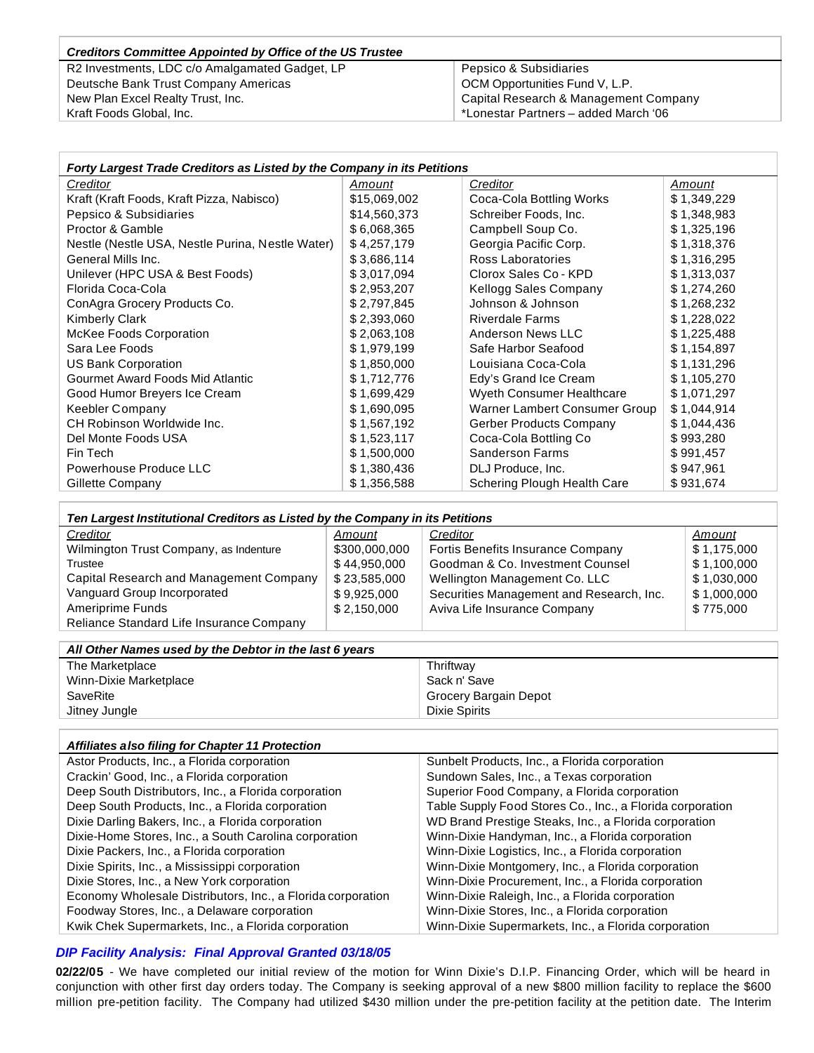| *Creditors Committee Appointed by Office of the US Trustee* | |
|---|---|
| R2 Investments, LDC c/o Amalgamated Gadget, LP | Pepsico & Subsidiaries |
| Deutsche Bank Trust Company Americas | OCM Opportunities Fund V, L.P. |
| New Plan Excel Realty Trust, Inc. | Capital Research & Management Company |
| Kraft Foods Global, Inc. | *Lonestar Partners – added March '06 |

**Forty Largest Trade Creditors as Listed by the Company in its Petitions**

| Creditor | Amount | Creditor | Amount |
|---|---|---|---|
| Kraft (Kraft Foods, Kraft Pizza, Nabisco) | $15,069,002 | Coca-Cola Bottling Works | $ 1,349,229 |
| Pepsico & Subsidiaries | $14,560,373 | Schreiber Foods, Inc. | $ 1,348,983 |
| Proctor & Gamble | $ 6,068,365 | Campbell Soup Co. | $ 1,325,196 |
| Nestle (Nestle USA, Nestle Purina, Nestle Water) | $ 4,257,179 | Georgia Pacific Corp. | $ 1,318,376 |
| General Mills Inc. | $ 3,686,114 | Ross Laboratories | $ 1,316,295 |
| Unilever (HPC USA & Best Foods) | $ 3,017,094 | Clorox Sales Co - KPD | $ 1,313,037 |
| Florida Coca-Cola | $ 2,953,207 | Kellogg Sales Company | $ 1,274,260 |
| ConAgra Grocery Products Co. | $ 2,797,845 | Johnson & Johnson | $ 1,268,232 |
| Kimberly Clark | $ 2,393,060 | Riverdale Farms | $ 1,228,022 |
| McKee Foods Corporation | $ 2,063,108 | Anderson News LLC | $ 1,225,488 |
| Sara Lee Foods | $ 1,979,199 | Safe Harbor Seafood | $ 1,154,897 |
| US Bank Corporation | $ 1,850,000 | Louisiana Coca-Cola | $ 1,131,296 |
| Gourmet Award Foods Mid Atlantic | $ 1,712,776 | Edy's Grand Ice Cream | $ 1,105,270 |
| Good Humor Breyers Ice Cream | $ 1,699,429 | Wyeth Consumer Healthcare | $ 1,071,297 |
| Keebler Company | $ 1,690,095 | Warner Lambert Consumer Group | $ 1,044,914 |
| CH Robinson Worldwide Inc. | $ 1,567,192 | Gerber Products Company | $ 1,044,436 |
| Del Monte Foods USA | $ 1,523,117 | Coca-Cola Bottling Co | $ 993,280 |
| Fin Tech | $ 1,500,000 | Sanderson Farms | $ 991,457 |
| Powerhouse Produce LLC | $ 1,380,436 | DLJ Produce, Inc. | $ 947,961 |
| Gillette Company | $ 1,356,588 | Schering Plough Health Care | $ 931,674 |

**Ten Largest Institutional Creditors as Listed by the Company in its Petitions**

| Creditor | Amount | Creditor | Amount |
|---|---|---|---|
| Wilmington Trust Company, as Indenture Trustee | $300,000,000 | Fortis Benefits Insurance Company | $ 1,175,000 |
| Capital Research and Management Company | $ 44,950,000 | Goodman & Co. Investment Counsel | $ 1,100,000 |
| Vanguard Group Incorporated | $ 23,585,000 | Wellington Management Co. LLC | $ 1,030,000 |
| Ameriprime Funds | $ 9,925,000 | Securities Management and Research, Inc. | $ 1,000,000 |
| Reliance Standard Life Insurance Company | $ 2,150,000 | Aviva Life Insurance Company | $ 775,000 |

| *All Other Names used by the Debtor in the last 6 years* | |
|---|---|
| The Marketplace | Thriftway |
| Winn-Dixie Marketplace | Sack n' Save |
| SaveRite | Grocery Bargain Depot |
| Jitney Jungle | Dixie Spirits |

| *Affiliates also filing for Chapter 11 Protection* | |
|---|---|
| Astor Products, Inc., a Florida corporation | Sunbelt Products, Inc., a Florida corporation |
| Crackin' Good, Inc., a Florida corporation | Sundown Sales, Inc., a Texas corporation |
| Deep South Distributors, Inc., a Florida corporation | Superior Food Company, a Florida corporation |
| Deep South Products, Inc., a Florida corporation | Table Supply Food Stores Co., Inc., a Florida corporation |
| Dixie Darling Bakers, Inc., a Florida corporation | WD Brand Prestige Steaks, Inc., a Florida corporation |
| Dixie-Home Stores, Inc., a South Carolina corporation | Winn-Dixie Handyman, Inc., a Florida corporation |
| Dixie Packers, Inc., a Florida corporation | Winn-Dixie Logistics, Inc., a Florida corporation |
| Dixie Spirits, Inc., a Mississippi corporation | Winn-Dixie Montgomery, Inc., a Florida corporation |
| Dixie Stores, Inc., a New York corporation | Winn-Dixie Procurement, Inc., a Florida corporation |
| Economy Wholesale Distributors, Inc., a Florida corporation | Winn-Dixie Raleigh, Inc., a Florida corporation |
| Foodway Stores, Inc., a Delaware corporation | Winn-Dixie Stores, Inc., a Florida corporation |
| Kwik Chek Supermarkets, Inc., a Florida corporation | Winn-Dixie Supermarkets, Inc., a Florida corporation |

### *DIP Facility Analysis: Final Approval Granted 03/18/05*

**02/22/05** - We have completed our initial review of the motion for Winn Dixie's D.I.P. Financing Order, which will be heard in conjunction with other first day orders today. The Company is seeking approval of a new $800 million facility to replace the $600 million pre-petition facility. The Company had utilized $430 million under the pre-petition facility at the petition date. The Interim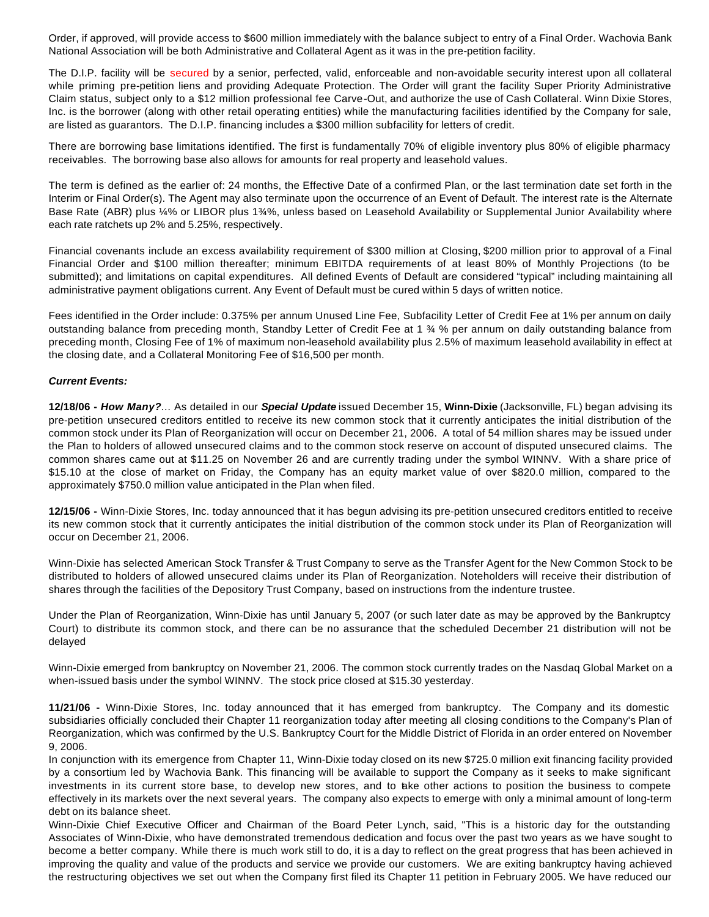Order, if approved, will provide access to $600 million immediately with the balance subject to entry of a Final Order. Wachovia Bank National Association will be both Administrative and Collateral Agent as it was in the pre-petition facility.

The D.I.P. facility will be secured by a senior, perfected, valid, enforceable and non-avoidable security interest upon all collateral while priming pre-petition liens and providing Adequate Protection. The Order will grant the facility Super Priority Administrative Claim status, subject only to a $12 million professional fee Carve-Out, and authorize the use of Cash Collateral. Winn Dixie Stores, Inc. is the borrower (along with other retail operating entities) while the manufacturing facilities identified by the Company for sale, are listed as guarantors. The D.I.P. financing includes a $300 million subfacility for letters of credit.

There are borrowing base limitations identified. The first is fundamentally 70% of eligible inventory plus 80% of eligible pharmacy receivables. The borrowing base also allows for amounts for real property and leasehold values.

The term is defined as the earlier of: 24 months, the Effective Date of a confirmed Plan, or the last termination date set forth in the Interim or Final Order(s). The Agent may also terminate upon the occurrence of an Event of Default. The interest rate is the Alternate Base Rate (ABR) plus ¼% or LIBOR plus 1¾%, unless based on Leasehold Availability or Supplemental Junior Availability where each rate ratchets up 2% and 5.25%, respectively.

Financial covenants include an excess availability requirement of $300 million at Closing, $200 million prior to approval of a Final Financial Order and $100 million thereafter; minimum EBITDA requirements of at least 80% of Monthly Projections (to be submitted); and limitations on capital expenditures. All defined Events of Default are considered "typical" including maintaining all administrative payment obligations current. Any Event of Default must be cured within 5 days of written notice.

Fees identified in the Order include: 0.375% per annum Unused Line Fee, Subfacility Letter of Credit Fee at 1% per annum on daily outstanding balance from preceding month, Standby Letter of Credit Fee at 1 ¾ % per annum on daily outstanding balance from preceding month, Closing Fee of 1% of maximum non-leasehold availability plus 2.5% of maximum leasehold availability in effect at the closing date, and a Collateral Monitoring Fee of $16,500 per month.

***Current Events:***

**12/18/06 -** ***How Many?***… As detailed in our ***Special Update*** issued December 15, **Winn-Dixie** (Jacksonville, FL) began advising its pre-petition unsecured creditors entitled to receive its new common stock that it currently anticipates the initial distribution of the common stock under its Plan of Reorganization will occur on December 21, 2006. A total of 54 million shares may be issued under the Plan to holders of allowed unsecured claims and to the common stock reserve on account of disputed unsecured claims. The common shares came out at $11.25 on November 26 and are currently trading under the symbol WINNV. With a share price of $15.10 at the close of market on Friday, the Company has an equity market value of over $820.0 million, compared to the approximately $750.0 million value anticipated in the Plan when filed.

**12/15/06 -** Winn-Dixie Stores, Inc. today announced that it has begun advising its pre-petition unsecured creditors entitled to receive its new common stock that it currently anticipates the initial distribution of the common stock under its Plan of Reorganization will occur on December 21, 2006.

Winn-Dixie has selected American Stock Transfer & Trust Company to serve as the Transfer Agent for the New Common Stock to be distributed to holders of allowed unsecured claims under its Plan of Reorganization. Noteholders will receive their distribution of shares through the facilities of the Depository Trust Company, based on instructions from the indenture trustee.

Under the Plan of Reorganization, Winn-Dixie has until January 5, 2007 (or such later date as may be approved by the Bankruptcy Court) to distribute its common stock, and there can be no assurance that the scheduled December 21 distribution will not be delayed

Winn-Dixie emerged from bankruptcy on November 21, 2006. The common stock currently trades on the Nasdaq Global Market on a when-issued basis under the symbol WINNV. The stock price closed at $15.30 yesterday.

**11/21/06 -** Winn-Dixie Stores, Inc. today announced that it has emerged from bankruptcy. The Company and its domestic subsidiaries officially concluded their Chapter 11 reorganization today after meeting all closing conditions to the Company's Plan of Reorganization, which was confirmed by the U.S. Bankruptcy Court for the Middle District of Florida in an order entered on November 9, 2006.

In conjunction with its emergence from Chapter 11, Winn-Dixie today closed on its new $725.0 million exit financing facility provided by a consortium led by Wachovia Bank. This financing will be available to support the Company as it seeks to make significant investments in its current store base, to develop new stores, and to take other actions to position the business to compete effectively in its markets over the next several years. The company also expects to emerge with only a minimal amount of long-term debt on its balance sheet.

Winn-Dixie Chief Executive Officer and Chairman of the Board Peter Lynch, said, "This is a historic day for the outstanding Associates of Winn-Dixie, who have demonstrated tremendous dedication and focus over the past two years as we have sought to become a better company. While there is much work still to do, it is a day to reflect on the great progress that has been achieved in improving the quality and value of the products and service we provide our customers. We are exiting bankruptcy having achieved the restructuring objectives we set out when the Company first filed its Chapter 11 petition in February 2005. We have reduced our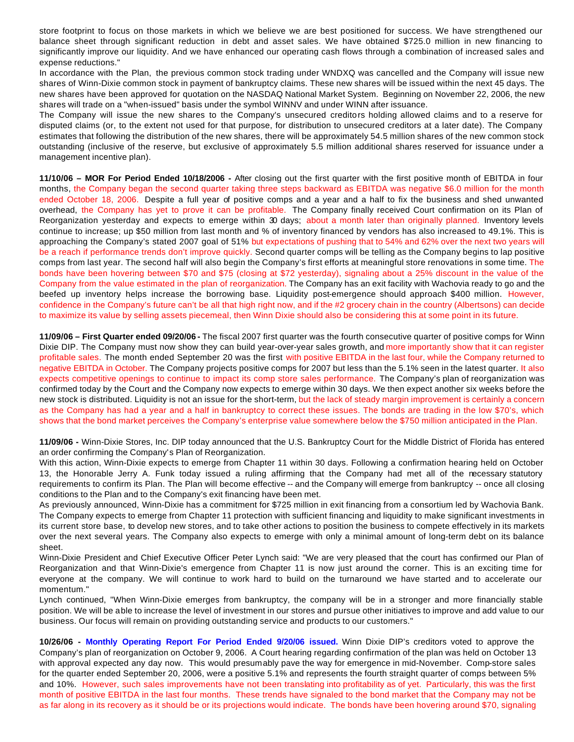store footprint to focus on those markets in which we believe we are best positioned for success. We have strengthened our balance sheet through significant reduction in debt and asset sales. We have obtained $725.0 million in new financing to significantly improve our liquidity. And we have enhanced our operating cash flows through a combination of increased sales and expense reductions."

In accordance with the Plan, the previous common stock trading under WNDXQ was cancelled and the Company will issue new shares of Winn-Dixie common stock in payment of bankruptcy claims. These new shares will be issued within the next 45 days. The new shares have been approved for quotation on the NASDAQ National Market System. Beginning on November 22, 2006, the new shares will trade on a "when-issued" basis under the symbol WINNV and under WINN after issuance.

The Company will issue the new shares to the Company's unsecured creditors holding allowed claims and to a reserve for disputed claims (or, to the extent not used for that purpose, for distribution to unsecured creditors at a later date). The Company estimates that following the distribution of the new shares, there will be approximately 54.5 million shares of the new common stock outstanding (inclusive of the reserve, but exclusive of approximately 5.5 million additional shares reserved for issuance under a management incentive plan).

**11/10/06 – MOR For Period Ended 10/18/2006 -** After closing out the first quarter with the first positive month of EBITDA in four months, the Company began the second quarter taking three steps backward as EBITDA was negative $6.0 million for the month ended October 18, 2006. Despite a full year of positive comps and a year and a half to fix the business and shed unwanted overhead, the Company has yet to prove it can be profitable. The Company finally received Court confirmation on its Plan of Reorganization yesterday and expects to emerge within 30 days; about a month later than originally planned. Inventory levels continue to increase; up $50 million from last month and % of inventory financed by vendors has also increased to 49.1%. This is approaching the Company's stated 2007 goal of 51% but expectations of pushing that to 54% and 62% over the next two years will be a reach if performance trends don't improve quickly. Second quarter comps will be telling as the Company begins to lap positive comps from last year. The second half will also begin the Company's first efforts at meaningful store renovations in some time. The bonds have been hovering between $70 and $75 (closing at $72 yesterday), signaling about a 25% discount in the value of the Company from the value estimated in the plan of reorganization. The Company has an exit facility with Wachovia ready to go and the beefed up inventory helps increase the borrowing base. Liquidity post-emergence should approach $400 million. However, confidence in the Company's future can't be all that high right now, and if the #2 grocery chain in the country (Albertsons) can decide to maximize its value by selling assets piecemeal, then Winn Dixie should also be considering this at some point in its future.

**11/09/06 – First Quarter ended 09/20/06 -** The fiscal 2007 first quarter was the fourth consecutive quarter of positive comps for Winn Dixie DIP. The Company must now show they can build year-over-year sales growth, and more importantly show that it can register profitable sales. The month ended September 20 was the first with positive EBITDA in the last four, while the Company returned to negative EBITDA in October. The Company projects positive comps for 2007 but less than the 5.1% seen in the latest quarter. It also expects competitive openings to continue to impact its comp store sales performance. The Company's plan of reorganization was confirmed today by the Court and the Company now expects to emerge within 30 days. We then expect another six weeks before the new stock is distributed. Liquidity is not an issue for the short-term, but the lack of steady margin improvement is certainly a concern as the Company has had a year and a half in bankruptcy to correct these issues. The bonds are trading in the low $70's, which shows that the bond market perceives the Company's enterprise value somewhere below the $750 million anticipated in the Plan.

**11/09/06 -** Winn-Dixie Stores, Inc. DIP today announced that the U.S. Bankruptcy Court for the Middle District of Florida has entered an order confirming the Company's Plan of Reorganization.

With this action, Winn-Dixie expects to emerge from Chapter 11 within 30 days. Following a confirmation hearing held on October 13, the Honorable Jerry A. Funk today issued a ruling affirming that the Company had met all of the necessary statutory requirements to confirm its Plan. The Plan will become effective -- and the Company will emerge from bankruptcy -- once all closing conditions to the Plan and to the Company's exit financing have been met.

As previously announced, Winn-Dixie has a commitment for $725 million in exit financing from a consortium led by Wachovia Bank. The Company expects to emerge from Chapter 11 protection with sufficient financing and liquidity to make significant investments in its current store base, to develop new stores, and to take other actions to position the business to compete effectively in its markets over the next several years. The Company also expects to emerge with only a minimal amount of long-term debt on its balance sheet.

Winn-Dixie President and Chief Executive Officer Peter Lynch said: "We are very pleased that the court has confirmed our Plan of Reorganization and that Winn-Dixie's emergence from Chapter 11 is now just around the corner. This is an exciting time for everyone at the company. We will continue to work hard to build on the turnaround we have started and to accelerate our momentum."

Lynch continued, "When Winn-Dixie emerges from bankruptcy, the company will be in a stronger and more financially stable position. We will be able to increase the level of investment in our stores and pursue other initiatives to improve and add value to our business. Our focus will remain on providing outstanding service and products to our customers."

**10/26/06 - Monthly Operating Report For Period Ended 9/20/06 issued.** Winn Dixie DIP's creditors voted to approve the Company's plan of reorganization on October 9, 2006. A Court hearing regarding confirmation of the plan was held on October 13 with approval expected any day now. This would presumably pave the way for emergence in mid-November. Comp-store sales for the quarter ended September 20, 2006, were a positive 5.1% and represents the fourth straight quarter of comps between 5% and 10%. However, such sales improvements have not been translating into profitability as of yet. Particularly, this was the first month of positive EBITDA in the last four months. These trends have signaled to the bond market that the Company may not be as far along in its recovery as it should be or its projections would indicate. The bonds have been hovering around $70, signaling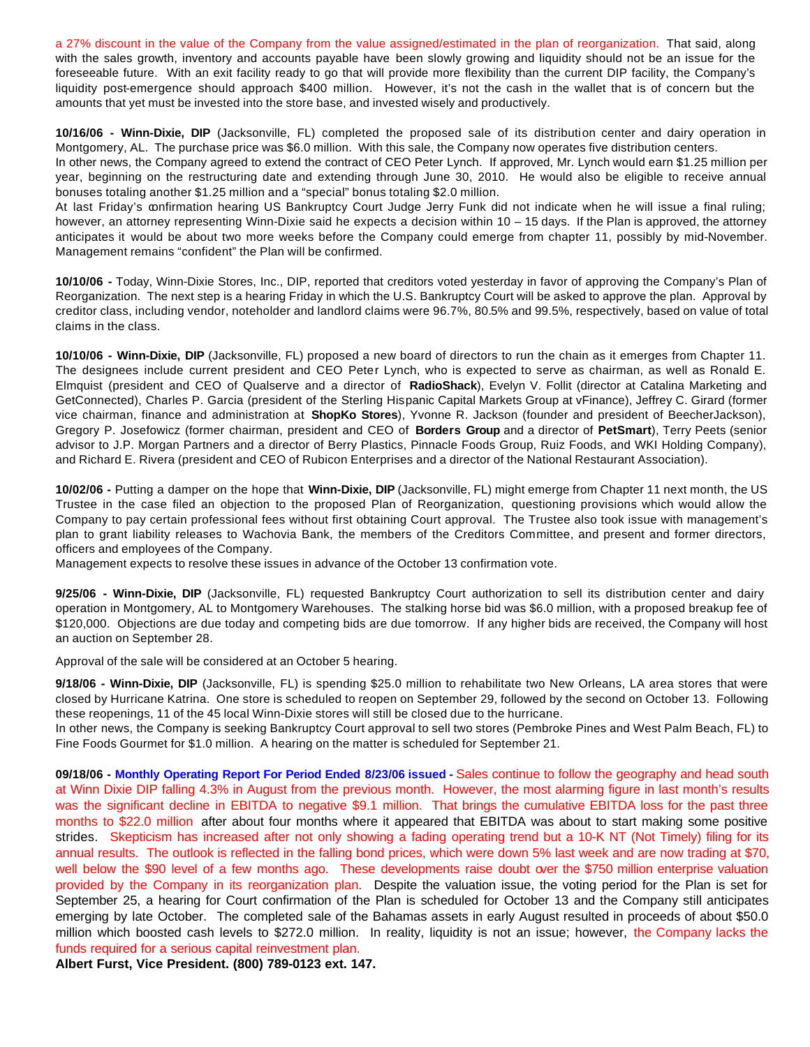a 27% discount in the value of the Company from the value assigned/estimated in the plan of reorganization. That said, along with the sales growth, inventory and accounts payable have been slowly growing and liquidity should not be an issue for the foreseeable future. With an exit facility ready to go that will provide more flexibility than the current DIP facility, the Company's liquidity post-emergence should approach $400 million. However, it's not the cash in the wallet that is of concern but the amounts that yet must be invested into the store base, and invested wisely and productively.

**10/16/06 - Winn-Dixie, DIP** (Jacksonville, FL) completed the proposed sale of its distribution center and dairy operation in Montgomery, AL. The purchase price was $6.0 million. With this sale, the Company now operates five distribution centers.
In other news, the Company agreed to extend the contract of CEO Peter Lynch. If approved, Mr. Lynch would earn $1.25 million per year, beginning on the restructuring date and extending through June 30, 2010. He would also be eligible to receive annual bonuses totaling another $1.25 million and a "special" bonus totaling $2.0 million.
At last Friday's confirmation hearing US Bankruptcy Court Judge Jerry Funk did not indicate when he will issue a final ruling; however, an attorney representing Winn-Dixie said he expects a decision within 10 – 15 days. If the Plan is approved, the attorney anticipates it would be about two more weeks before the Company could emerge from chapter 11, possibly by mid-November. Management remains "confident" the Plan will be confirmed.

**10/10/06 -** Today, Winn-Dixie Stores, Inc., DIP, reported that creditors voted yesterday in favor of approving the Company's Plan of Reorganization. The next step is a hearing Friday in which the U.S. Bankruptcy Court will be asked to approve the plan. Approval by creditor class, including vendor, noteholder and landlord claims were 96.7%, 80.5% and 99.5%, respectively, based on value of total claims in the class.

**10/10/06 - Winn-Dixie, DIP** (Jacksonville, FL) proposed a new board of directors to run the chain as it emerges from Chapter 11. The designees include current president and CEO Peter Lynch, who is expected to serve as chairman, as well as Ronald E. Elmquist (president and CEO of Qualserve and a director of **RadioShack**), Evelyn V. Follit (director at Catalina Marketing and GetConnected), Charles P. Garcia (president of the Sterling Hispanic Capital Markets Group at vFinance), Jeffrey C. Girard (former vice chairman, finance and administration at **ShopKo Stores**), Yvonne R. Jackson (founder and president of BeecherJackson), Gregory P. Josefowicz (former chairman, president and CEO of **Borders Group** and a director of **PetSmart**), Terry Peets (senior advisor to J.P. Morgan Partners and a director of Berry Plastics, Pinnacle Foods Group, Ruiz Foods, and WKI Holding Company), and Richard E. Rivera (president and CEO of Rubicon Enterprises and a director of the National Restaurant Association).

**10/02/06 -** Putting a damper on the hope that **Winn-Dixie, DIP** (Jacksonville, FL) might emerge from Chapter 11 next month, the US Trustee in the case filed an objection to the proposed Plan of Reorganization, questioning provisions which would allow the Company to pay certain professional fees without first obtaining Court approval. The Trustee also took issue with management's plan to grant liability releases to Wachovia Bank, the members of the Creditors Committee, and present and former directors, officers and employees of the Company.
Management expects to resolve these issues in advance of the October 13 confirmation vote.

**9/25/06 - Winn-Dixie, DIP** (Jacksonville, FL) requested Bankruptcy Court authorization to sell its distribution center and dairy operation in Montgomery, AL to Montgomery Warehouses. The stalking horse bid was $6.0 million, with a proposed breakup fee of $120,000. Objections are due today and competing bids are due tomorrow. If any higher bids are received, the Company will host an auction on September 28.

Approval of the sale will be considered at an October 5 hearing.

**9/18/06 - Winn-Dixie, DIP** (Jacksonville, FL) is spending $25.0 million to rehabilitate two New Orleans, LA area stores that were closed by Hurricane Katrina. One store is scheduled to reopen on September 29, followed by the second on October 13. Following these reopenings, 11 of the 45 local Winn-Dixie stores will still be closed due to the hurricane.
In other news, the Company is seeking Bankruptcy Court approval to sell two stores (Pembroke Pines and West Palm Beach, FL) to Fine Foods Gourmet for $1.0 million. A hearing on the matter is scheduled for September 21.

**09/18/06 - Monthly Operating Report For Period Ended 8/23/06 issued -** Sales continue to follow the geography and head south at Winn Dixie DIP falling 4.3% in August from the previous month. However, the most alarming figure in last month's results was the significant decline in EBITDA to negative $9.1 million. That brings the cumulative EBITDA loss for the past three months to $22.0 million after about four months where it appeared that EBITDA was about to start making some positive strides. Skepticism has increased after not only showing a fading operating trend but a 10-K NT (Not Timely) filing for its annual results. The outlook is reflected in the falling bond prices, which were down 5% last week and are now trading at $70, well below the $90 level of a few months ago. These developments raise doubt over the $750 million enterprise valuation provided by the Company in its reorganization plan. Despite the valuation issue, the voting period for the Plan is set for September 25, a hearing for Court confirmation of the Plan is scheduled for October 13 and the Company still anticipates emerging by late October. The completed sale of the Bahamas assets in early August resulted in proceeds of about $50.0 million which boosted cash levels to $272.0 million. In reality, liquidity is not an issue; however, the Company lacks the funds required for a serious capital reinvestment plan.
**Albert Furst, Vice President. (800) 789-0123 ext. 147.**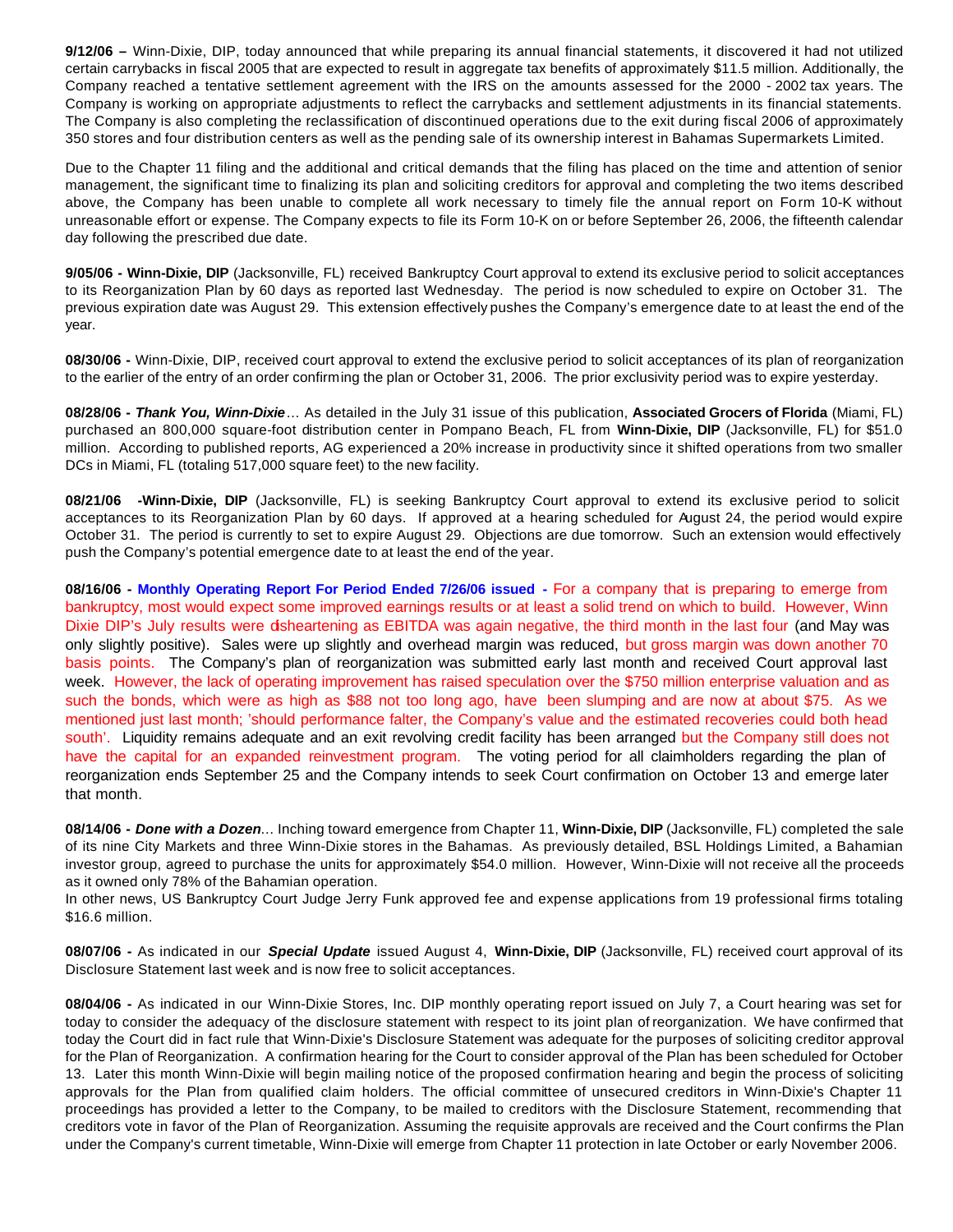**9/12/06 –** Winn-Dixie, DIP, today announced that while preparing its annual financial statements, it discovered it had not utilized certain carrybacks in fiscal 2005 that are expected to result in aggregate tax benefits of approximately $11.5 million. Additionally, the Company reached a tentative settlement agreement with the IRS on the amounts assessed for the 2000 - 2002 tax years. The Company is working on appropriate adjustments to reflect the carrybacks and settlement adjustments in its financial statements. The Company is also completing the reclassification of discontinued operations due to the exit during fiscal 2006 of approximately 350 stores and four distribution centers as well as the pending sale of its ownership interest in Bahamas Supermarkets Limited.

Due to the Chapter 11 filing and the additional and critical demands that the filing has placed on the time and attention of senior management, the significant time to finalizing its plan and soliciting creditors for approval and completing the two items described above, the Company has been unable to complete all work necessary to timely file the annual report on Form 10-K without unreasonable effort or expense. The Company expects to file its Form 10-K on or before September 26, 2006, the fifteenth calendar day following the prescribed due date.

**9/05/06 - Winn-Dixie, DIP** (Jacksonville, FL) received Bankruptcy Court approval to extend its exclusive period to solicit acceptances to its Reorganization Plan by 60 days as reported last Wednesday. The period is now scheduled to expire on October 31. The previous expiration date was August 29. This extension effectively pushes the Company's emergence date to at least the end of the year.

**08/30/06 -** Winn-Dixie, DIP, received court approval to extend the exclusive period to solicit acceptances of its plan of reorganization to the earlier of the entry of an order confirming the plan or October 31, 2006. The prior exclusivity period was to expire yesterday.

**08/28/06 - *Thank You, Winn-Dixie*…** As detailed in the July 31 issue of this publication, **Associated Grocers of Florida** (Miami, FL) purchased an 800,000 square-foot distribution center in Pompano Beach, FL from **Winn-Dixie, DIP** (Jacksonville, FL) for $51.0 million. According to published reports, AG experienced a 20% increase in productivity since it shifted operations from two smaller DCs in Miami, FL (totaling 517,000 square feet) to the new facility.

**08/21/06 -Winn-Dixie, DIP** (Jacksonville, FL) is seeking Bankruptcy Court approval to extend its exclusive period to solicit acceptances to its Reorganization Plan by 60 days. If approved at a hearing scheduled for August 24, the period would expire October 31. The period is currently to set to expire August 29. Objections are due tomorrow. Such an extension would effectively push the Company's potential emergence date to at least the end of the year.

**08/16/06 - Monthly Operating Report For Period Ended 7/26/06 issued -** For a company that is preparing to emerge from bankruptcy, most would expect some improved earnings results or at least a solid trend on which to build. However, Winn Dixie DIP's July results were disheartening as EBITDA was again negative, the third month in the last four (and May was only slightly positive). Sales were up slightly and overhead margin was reduced, but gross margin was down another 70 basis points. The Company's plan of reorganization was submitted early last month and received Court approval last week. However, the lack of operating improvement has raised speculation over the $750 million enterprise valuation and as such the bonds, which were as high as $88 not too long ago, have been slumping and are now at about $75. As we mentioned just last month; 'should performance falter, the Company's value and the estimated recoveries could both head south'. Liquidity remains adequate and an exit revolving credit facility has been arranged but the Company still does not have the capital for an expanded reinvestment program. The voting period for all claimholders regarding the plan of reorganization ends September 25 and the Company intends to seek Court confirmation on October 13 and emerge later that month.

**08/14/06 - *Done with a Dozen*…** Inching toward emergence from Chapter 11, **Winn-Dixie, DIP** (Jacksonville, FL) completed the sale of its nine City Markets and three Winn-Dixie stores in the Bahamas. As previously detailed, BSL Holdings Limited, a Bahamian investor group, agreed to purchase the units for approximately $54.0 million. However, Winn-Dixie will not receive all the proceeds as it owned only 78% of the Bahamian operation.
In other news, US Bankruptcy Court Judge Jerry Funk approved fee and expense applications from 19 professional firms totaling $16.6 million.

**08/07/06 -** As indicated in our ***Special Update*** issued August 4, **Winn-Dixie, DIP** (Jacksonville, FL) received court approval of its Disclosure Statement last week and is now free to solicit acceptances.

**08/04/06 -** As indicated in our Winn-Dixie Stores, Inc. DIP monthly operating report issued on July 7, a Court hearing was set for today to consider the adequacy of the disclosure statement with respect to its joint plan of reorganization. We have confirmed that today the Court did in fact rule that Winn-Dixie's Disclosure Statement was adequate for the purposes of soliciting creditor approval for the Plan of Reorganization. A confirmation hearing for the Court to consider approval of the Plan has been scheduled for October 13. Later this month Winn-Dixie will begin mailing notice of the proposed confirmation hearing and begin the process of soliciting approvals for the Plan from qualified claim holders. The official committee of unsecured creditors in Winn-Dixie's Chapter 11 proceedings has provided a letter to the Company, to be mailed to creditors with the Disclosure Statement, recommending that creditors vote in favor of the Plan of Reorganization. Assuming the requisite approvals are received and the Court confirms the Plan under the Company's current timetable, Winn-Dixie will emerge from Chapter 11 protection in late October or early November 2006.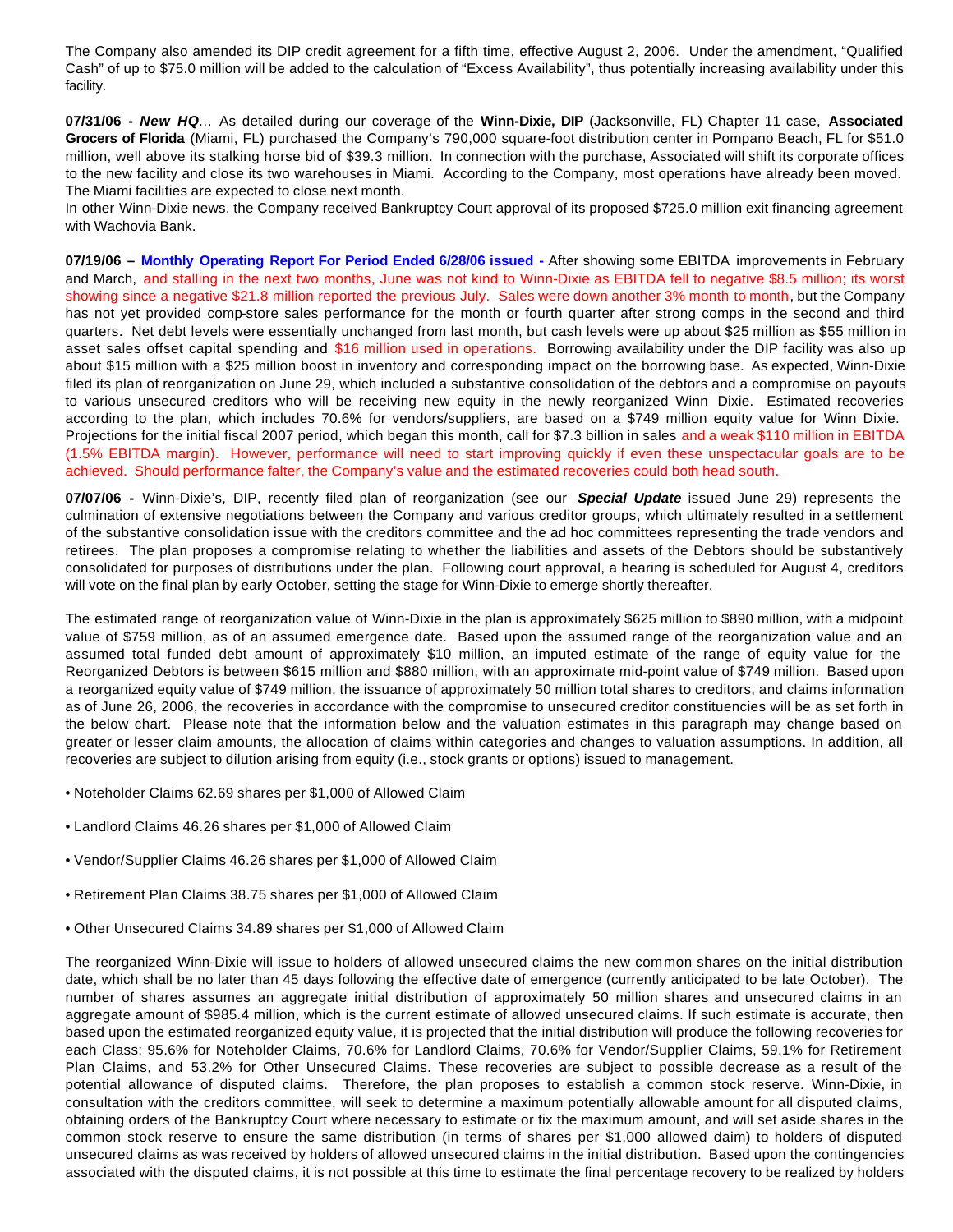The Company also amended its DIP credit agreement for a fifth time, effective August 2, 2006. Under the amendment, "Qualified Cash" of up to $75.0 million will be added to the calculation of "Excess Availability", thus potentially increasing availability under this facility.

**07/31/06 - *New HQ***... As detailed during our coverage of the **Winn-Dixie, DIP** (Jacksonville, FL) Chapter 11 case, **Associated Grocers of Florida** (Miami, FL) purchased the Company's 790,000 square-foot distribution center in Pompano Beach, FL for $51.0 million, well above its stalking horse bid of $39.3 million. In connection with the purchase, Associated will shift its corporate offices to the new facility and close its two warehouses in Miami. According to the Company, most operations have already been moved. The Miami facilities are expected to close next month.
In other Winn-Dixie news, the Company received Bankruptcy Court approval of its proposed $725.0 million exit financing agreement with Wachovia Bank.

**07/19/06 – Monthly Operating Report For Period Ended 6/28/06 issued -** After showing some EBITDA improvements in February and March, and stalling in the next two months, June was not kind to Winn-Dixie as EBITDA fell to negative $8.5 million; its worst showing since a negative $21.8 million reported the previous July. Sales were down another 3% month to month, but the Company has not yet provided comp-store sales performance for the month or fourth quarter after strong comps in the second and third quarters. Net debt levels were essentially unchanged from last month, but cash levels were up about $25 million as $55 million in asset sales offset capital spending and $16 million used in operations. Borrowing availability under the DIP facility was also up about $15 million with a $25 million boost in inventory and corresponding impact on the borrowing base. As expected, Winn-Dixie filed its plan of reorganization on June 29, which included a substantive consolidation of the debtors and a compromise on payouts to various unsecured creditors who will be receiving new equity in the newly reorganized Winn Dixie. Estimated recoveries according to the plan, which includes 70.6% for vendors/suppliers, are based on a $749 million equity value for Winn Dixie. Projections for the initial fiscal 2007 period, which began this month, call for $7.3 billion in sales and a weak $110 million in EBITDA (1.5% EBITDA margin). However, performance will need to start improving quickly if even these unspectacular goals are to be achieved. Should performance falter, the Company's value and the estimated recoveries could both head south.

**07/07/06 -** Winn-Dixie's, DIP, recently filed plan of reorganization (see our ***Special Update*** issued June 29) represents the culmination of extensive negotiations between the Company and various creditor groups, which ultimately resulted in a settlement of the substantive consolidation issue with the creditors committee and the ad hoc committees representing the trade vendors and retirees. The plan proposes a compromise relating to whether the liabilities and assets of the Debtors should be substantively consolidated for purposes of distributions under the plan. Following court approval, a hearing is scheduled for August 4, creditors will vote on the final plan by early October, setting the stage for Winn-Dixie to emerge shortly thereafter.

The estimated range of reorganization value of Winn-Dixie in the plan is approximately $625 million to $890 million, with a midpoint value of $759 million, as of an assumed emergence date. Based upon the assumed range of the reorganization value and an assumed total funded debt amount of approximately $10 million, an imputed estimate of the range of equity value for the Reorganized Debtors is between $615 million and $880 million, with an approximate mid-point value of $749 million. Based upon a reorganized equity value of $749 million, the issuance of approximately 50 million total shares to creditors, and claims information as of June 26, 2006, the recoveries in accordance with the compromise to unsecured creditor constituencies will be as set forth in the below chart. Please note that the information below and the valuation estimates in this paragraph may change based on greater or lesser claim amounts, the allocation of claims within categories and changes to valuation assumptions. In addition, all recoveries are subject to dilution arising from equity (i.e., stock grants or options) issued to management.

- Noteholder Claims 62.69 shares per $1,000 of Allowed Claim
- Landlord Claims 46.26 shares per $1,000 of Allowed Claim
- Vendor/Supplier Claims 46.26 shares per $1,000 of Allowed Claim
- Retirement Plan Claims 38.75 shares per $1,000 of Allowed Claim
- Other Unsecured Claims 34.89 shares per $1,000 of Allowed Claim

The reorganized Winn-Dixie will issue to holders of allowed unsecured claims the new common shares on the initial distribution date, which shall be no later than 45 days following the effective date of emergence (currently anticipated to be late October). The number of shares assumes an aggregate initial distribution of approximately 50 million shares and unsecured claims in an aggregate amount of $985.4 million, which is the current estimate of allowed unsecured claims. If such estimate is accurate, then based upon the estimated reorganized equity value, it is projected that the initial distribution will produce the following recoveries for each Class: 95.6% for Noteholder Claims, 70.6% for Landlord Claims, 70.6% for Vendor/Supplier Claims, 59.1% for Retirement Plan Claims, and 53.2% for Other Unsecured Claims. These recoveries are subject to possible decrease as a result of the potential allowance of disputed claims. Therefore, the plan proposes to establish a common stock reserve. Winn-Dixie, in consultation with the creditors committee, will seek to determine a maximum potentially allowable amount for all disputed claims, obtaining orders of the Bankruptcy Court where necessary to estimate or fix the maximum amount, and will set aside shares in the common stock reserve to ensure the same distribution (in terms of shares per $1,000 allowed daim) to holders of disputed unsecured claims as was received by holders of allowed unsecured claims in the initial distribution. Based upon the contingencies associated with the disputed claims, it is not possible at this time to estimate the final percentage recovery to be realized by holders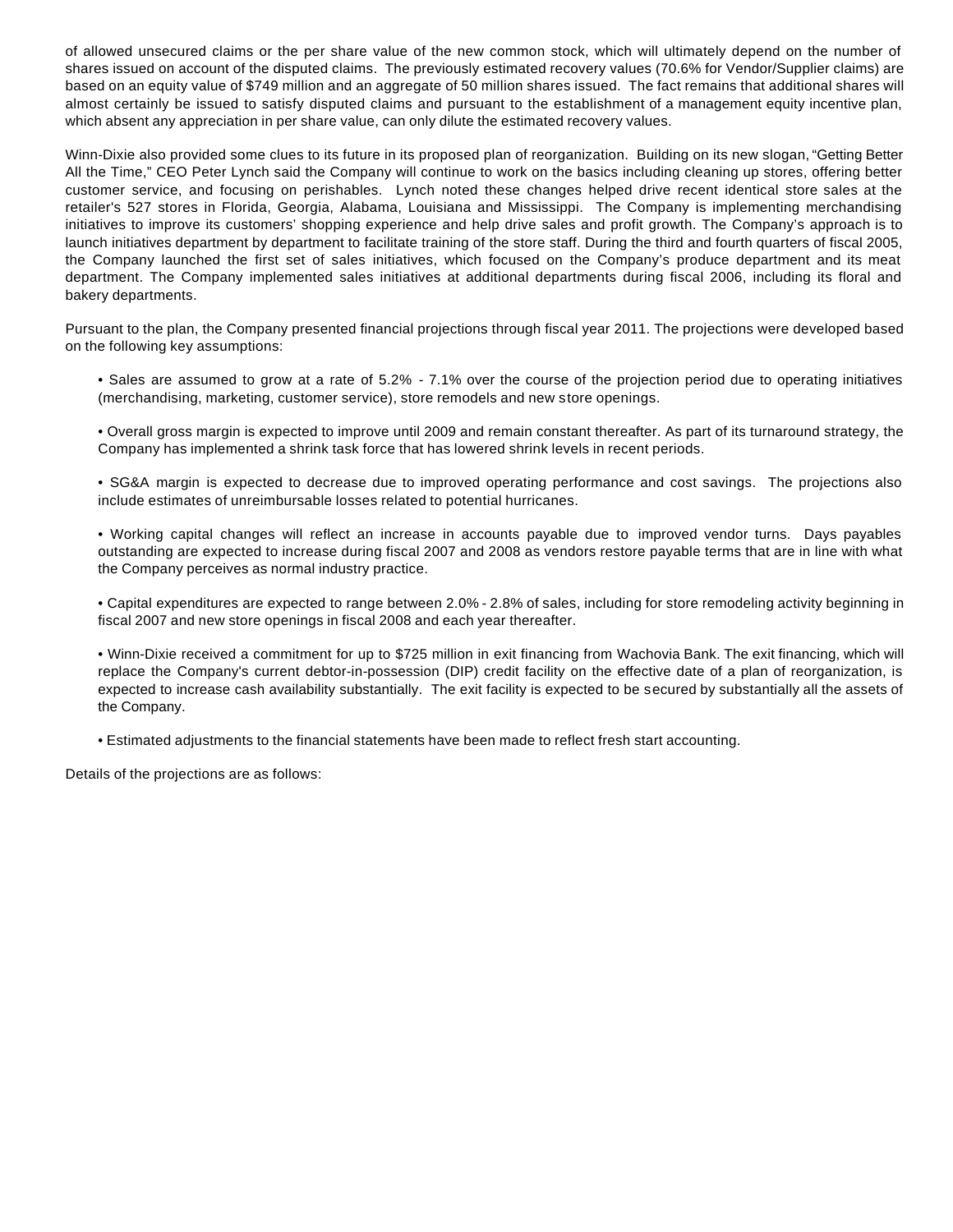of allowed unsecured claims or the per share value of the new common stock, which will ultimately depend on the number of shares issued on account of the disputed claims. The previously estimated recovery values (70.6% for Vendor/Supplier claims) are based on an equity value of $749 million and an aggregate of 50 million shares issued. The fact remains that additional shares will almost certainly be issued to satisfy disputed claims and pursuant to the establishment of a management equity incentive plan, which absent any appreciation in per share value, can only dilute the estimated recovery values.

Winn-Dixie also provided some clues to its future in its proposed plan of reorganization. Building on its new slogan, "Getting Better All the Time," CEO Peter Lynch said the Company will continue to work on the basics including cleaning up stores, offering better customer service, and focusing on perishables. Lynch noted these changes helped drive recent identical store sales at the retailer's 527 stores in Florida, Georgia, Alabama, Louisiana and Mississippi. The Company is implementing merchandising initiatives to improve its customers' shopping experience and help drive sales and profit growth. The Company's approach is to launch initiatives department by department to facilitate training of the store staff. During the third and fourth quarters of fiscal 2005, the Company launched the first set of sales initiatives, which focused on the Company's produce department and its meat department. The Company implemented sales initiatives at additional departments during fiscal 2006, including its floral and bakery departments.

Pursuant to the plan, the Company presented financial projections through fiscal year 2011. The projections were developed based on the following key assumptions:

- Sales are assumed to grow at a rate of 5.2% - 7.1% over the course of the projection period due to operating initiatives (merchandising, marketing, customer service), store remodels and new store openings.

- Overall gross margin is expected to improve until 2009 and remain constant thereafter. As part of its turnaround strategy, the Company has implemented a shrink task force that has lowered shrink levels in recent periods.

- SG&A margin is expected to decrease due to improved operating performance and cost savings. The projections also include estimates of unreimbursable losses related to potential hurricanes.

- Working capital changes will reflect an increase in accounts payable due to improved vendor turns. Days payables outstanding are expected to increase during fiscal 2007 and 2008 as vendors restore payable terms that are in line with what the Company perceives as normal industry practice.

- Capital expenditures are expected to range between 2.0% - 2.8% of sales, including for store remodeling activity beginning in fiscal 2007 and new store openings in fiscal 2008 and each year thereafter.

- Winn-Dixie received a commitment for up to $725 million in exit financing from Wachovia Bank. The exit financing, which will replace the Company's current debtor-in-possession (DIP) credit facility on the effective date of a plan of reorganization, is expected to increase cash availability substantially. The exit facility is expected to be secured by substantially all the assets of the Company.

- Estimated adjustments to the financial statements have been made to reflect fresh start accounting.

Details of the projections are as follows: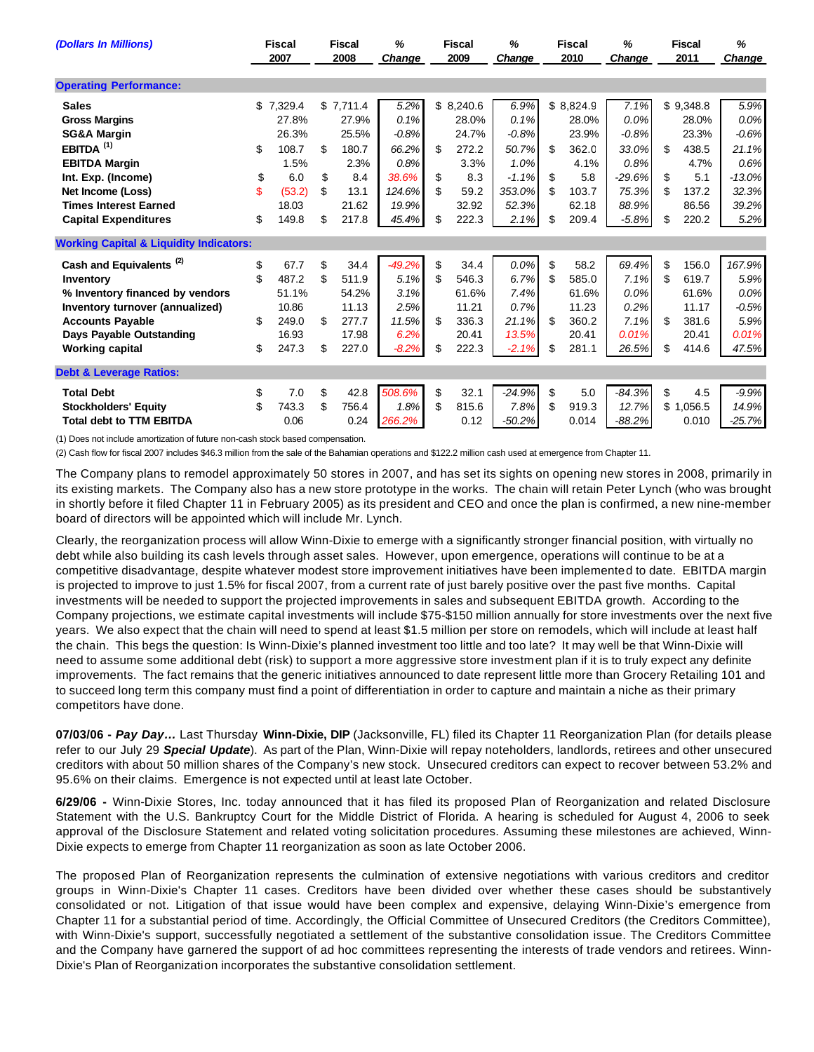| *(Dollars In Millions)* | Fiscal 2007 | Fiscal 2008 | % Change | Fiscal 2009 | % Change | Fiscal 2010 | % Change | Fiscal 2011 | % Change |
|---|---|---|---|---|---|---|---|---|---|
| **Operating Performance:** | | | | | | | | | |
| **Sales** | $ 7,329.4 | $ 7,711.4 | 5.2% | $ 8,240.6 | 6.9% | $ 8,824.9 | 7.1% | $ 9,348.8 | 5.9% |
| **Gross Margins** | 27.8% | 27.9% | 0.1% | 28.0% | 0.1% | 28.0% | 0.0% | 28.0% | 0.0% |
| **SG&A Margin** | 26.3% | 25.5% | -0.8% | 24.7% | -0.8% | 23.9% | -0.8% | 23.3% | -0.6% |
| **EBITDA** [(1)] | $ 108.7 | $ 180.7 | 66.2% | $ 272.2 | 50.7% | $ 362.0 | 33.0% | $ 438.5 | 21.1% |
| **EBITDA Margin** | 1.5% | 2.3% | 0.8% | 3.3% | 1.0% | 4.1% | 0.8% | 4.7% | 0.6% |
| **Int. Exp. (Income)** | $ 6.0 | $ 8.4 | 38.6% | $ 8.3 | -1.1% | $ 5.8 | -29.6% | $ 5.1 | -13.0% |
| **Net Income (Loss)** | $ (53.2) | $ 13.1 | 124.6% | $ 59.2 | 353.0% | $ 103.7 | 75.3% | $ 137.2 | 32.3% |
| **Times Interest Earned** | 18.03 | 21.62 | 19.9% | 32.92 | 52.3% | 62.18 | 88.9% | 86.56 | 39.2% |
| **Capital Expenditures** | $ 149.8 | $ 217.8 | 45.4% | $ 222.3 | 2.1% | $ 209.4 | -5.8% | $ 220.2 | 5.2% |
| **Working Capital & Liquidity Indicators:** | | | | | | | | | |
| **Cash and Equivalents** [(2)] | $ 67.7 | $ 34.4 | -49.2% | $ 34.4 | 0.0% | $ 58.2 | 69.4% | $ 156.0 | 167.9% |
| **Inventory** | $ 487.2 | $ 511.9 | 5.1% | $ 546.3 | 6.7% | $ 585.0 | 7.1% | $ 619.7 | 5.9% |
| **% Inventory financed by vendors** | 51.1% | 54.2% | 3.1% | 61.6% | 7.4% | 61.6% | 0.0% | 61.6% | 0.0% |
| **Inventory turnover (annualized)** | 10.86 | 11.13 | 2.5% | 11.21 | 0.7% | 11.23 | 0.2% | 11.17 | -0.5% |
| **Accounts Payable** | $ 249.0 | $ 277.7 | 11.5% | $ 336.3 | 21.1% | $ 360.2 | 7.1% | $ 381.6 | 5.9% |
| **Days Payable Outstanding** | 16.93 | 17.98 | 6.2% | 20.41 | 13.5% | 20.41 | 0.01% | 20.41 | 0.01% |
| **Working capital** | $ 247.3 | $ 227.0 | -8.2% | $ 222.3 | -2.1% | $ 281.1 | 26.5% | $ 414.6 | 47.5% |
| **Debt & Leverage Ratios:** | | | | | | | | | |
| **Total Debt** | $ 7.0 | $ 42.8 | 508.6% | $ 32.1 | -24.9% | $ 5.0 | -84.3% | $ 4.5 | -9.9% |
| **Stockholders' Equity** | $ 743.3 | $ 756.4 | 1.8% | $ 815.6 | 7.8% | $ 919.3 | 12.7% | $ 1,056.5 | 14.9% |
| **Total debt to TTM EBITDA** | 0.06 | 0.24 | 266.2% | 0.12 | -50.2% | 0.014 | -88.2% | 0.010 | -25.7% |

(1) Does not include amortization of future non-cash stock based compensation.

(2) Cash flow for fiscal 2007 includes $46.3 million from the sale of the Bahamian operations and $122.2 million cash used at emergence from Chapter 11.

The Company plans to remodel approximately 50 stores in 2007, and has set its sights on opening new stores in 2008, primarily in its existing markets. The Company also has a new store prototype in the works. The chain will retain Peter Lynch (who was brought in shortly before it filed Chapter 11 in February 2005) as its president and CEO and once the plan is confirmed, a new nine-member board of directors will be appointed which will include Mr. Lynch.

Clearly, the reorganization process will allow Winn-Dixie to emerge with a significantly stronger financial position, with virtually no debt while also building its cash levels through asset sales. However, upon emergence, operations will continue to be at a competitive disadvantage, despite whatever modest store improvement initiatives have been implemented to date. EBITDA margin is projected to improve to just 1.5% for fiscal 2007, from a current rate of just barely positive over the past five months. Capital investments will be needed to support the projected improvements in sales and subsequent EBITDA growth. According to the Company projections, we estimate capital investments will include $75-$150 million annually for store investments over the next five years. We also expect that the chain will need to spend at least $1.5 million per store on remodels, which will include at least half the chain. This begs the question: Is Winn-Dixie's planned investment too little and too late? It may well be that Winn-Dixie will need to assume some additional debt (risk) to support a more aggressive store investment plan if it is to truly expect any definite improvements. The fact remains that the generic initiatives announced to date represent little more than Grocery Retailing 101 and to succeed long term this company must find a point of differentiation in order to capture and maintain a niche as their primary competitors have done.

**07/03/06 -** ***Pay Day…*** Last Thursday **Winn-Dixie, DIP** (Jacksonville, FL) filed its Chapter 11 Reorganization Plan (for details please refer to our July 29 ***Special Update***). As part of the Plan, Winn-Dixie will repay noteholders, landlords, retirees and other unsecured creditors with about 50 million shares of the Company's new stock. Unsecured creditors can expect to recover between 53.2% and 95.6% on their claims. Emergence is not expected until at least late October.

**6/29/06 -** Winn-Dixie Stores, Inc. today announced that it has filed its proposed Plan of Reorganization and related Disclosure Statement with the U.S. Bankruptcy Court for the Middle District of Florida. A hearing is scheduled for August 4, 2006 to seek approval of the Disclosure Statement and related voting solicitation procedures. Assuming these milestones are achieved, Winn-Dixie expects to emerge from Chapter 11 reorganization as soon as late October 2006.

The proposed Plan of Reorganization represents the culmination of extensive negotiations with various creditors and creditor groups in Winn-Dixie's Chapter 11 cases. Creditors have been divided over whether these cases should be substantively consolidated or not. Litigation of that issue would have been complex and expensive, delaying Winn-Dixie's emergence from Chapter 11 for a substantial period of time. Accordingly, the Official Committee of Unsecured Creditors (the Creditors Committee), with Winn-Dixie's support, successfully negotiated a settlement of the substantive consolidation issue. The Creditors Committee and the Company have garnered the support of ad hoc committees representing the interests of trade vendors and retirees. Winn-Dixie's Plan of Reorganization incorporates the substantive consolidation settlement.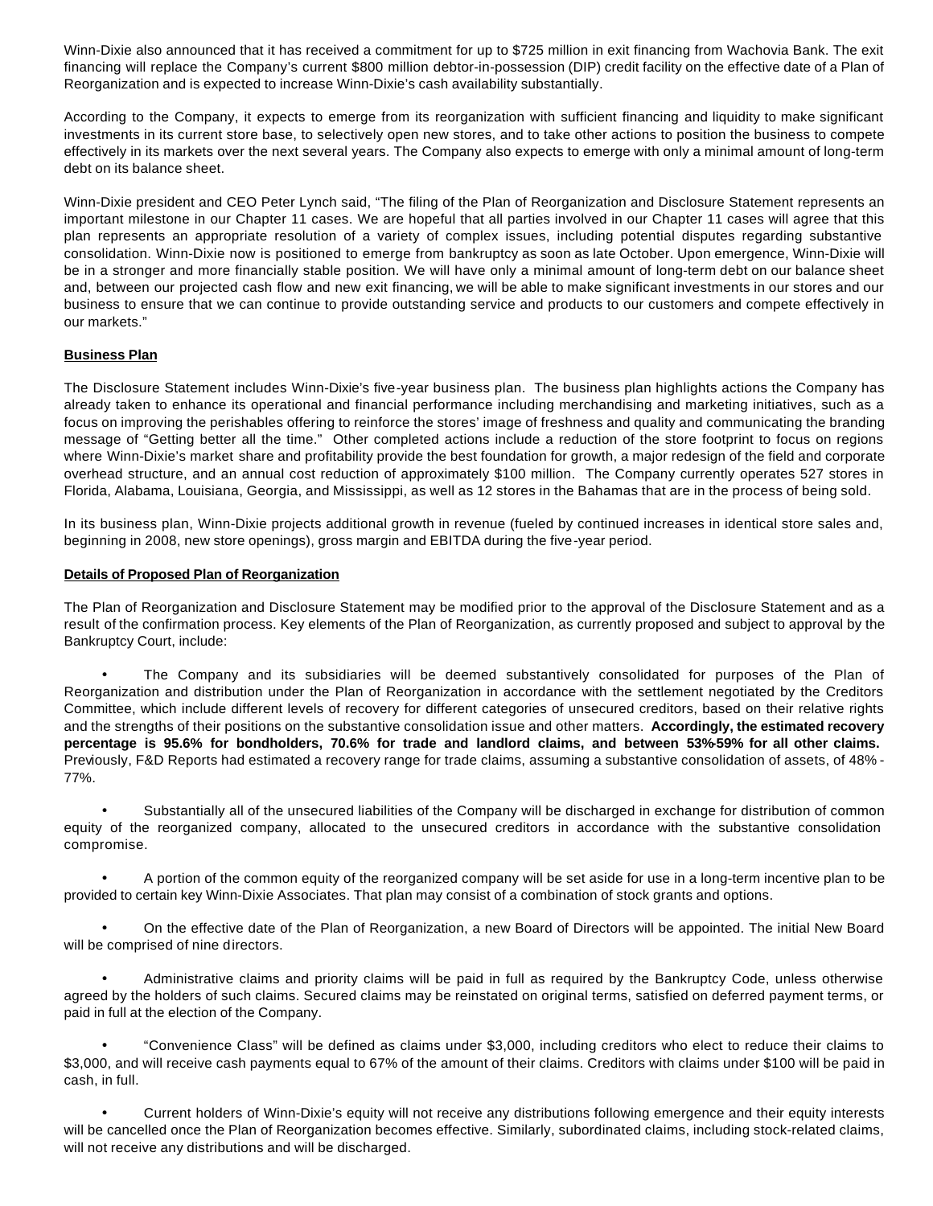Winn-Dixie also announced that it has received a commitment for up to $725 million in exit financing from Wachovia Bank. The exit financing will replace the Company's current $800 million debtor-in-possession (DIP) credit facility on the effective date of a Plan of Reorganization and is expected to increase Winn-Dixie's cash availability substantially.

According to the Company, it expects to emerge from its reorganization with sufficient financing and liquidity to make significant investments in its current store base, to selectively open new stores, and to take other actions to position the business to compete effectively in its markets over the next several years. The Company also expects to emerge with only a minimal amount of long-term debt on its balance sheet.

Winn-Dixie president and CEO Peter Lynch said, "The filing of the Plan of Reorganization and Disclosure Statement represents an important milestone in our Chapter 11 cases. We are hopeful that all parties involved in our Chapter 11 cases will agree that this plan represents an appropriate resolution of a variety of complex issues, including potential disputes regarding substantive consolidation. Winn-Dixie now is positioned to emerge from bankruptcy as soon as late October. Upon emergence, Winn-Dixie will be in a stronger and more financially stable position. We will have only a minimal amount of long-term debt on our balance sheet and, between our projected cash flow and new exit financing, we will be able to make significant investments in our stores and our business to ensure that we can continue to provide outstanding service and products to our customers and compete effectively in our markets."

**Business Plan**

The Disclosure Statement includes Winn-Dixie's five-year business plan. The business plan highlights actions the Company has already taken to enhance its operational and financial performance including merchandising and marketing initiatives, such as a focus on improving the perishables offering to reinforce the stores' image of freshness and quality and communicating the branding message of "Getting better all the time." Other completed actions include a reduction of the store footprint to focus on regions where Winn-Dixie's market share and profitability provide the best foundation for growth, a major redesign of the field and corporate overhead structure, and an annual cost reduction of approximately $100 million. The Company currently operates 527 stores in Florida, Alabama, Louisiana, Georgia, and Mississippi, as well as 12 stores in the Bahamas that are in the process of being sold.

In its business plan, Winn-Dixie projects additional growth in revenue (fueled by continued increases in identical store sales and, beginning in 2008, new store openings), gross margin and EBITDA during the five-year period.

**Details of Proposed Plan of Reorganization**

The Plan of Reorganization and Disclosure Statement may be modified prior to the approval of the Disclosure Statement and as a result of the confirmation process. Key elements of the Plan of Reorganization, as currently proposed and subject to approval by the Bankruptcy Court, include:

- The Company and its subsidiaries will be deemed substantively consolidated for purposes of the Plan of Reorganization and distribution under the Plan of Reorganization in accordance with the settlement negotiated by the Creditors Committee, which include different levels of recovery for different categories of unsecured creditors, based on their relative rights and the strengths of their positions on the substantive consolidation issue and other matters. **Accordingly, the estimated recovery percentage is 95.6% for bondholders, 70.6% for trade and landlord claims, and between 53%-59% for all other claims.** Previously, F&D Reports had estimated a recovery range for trade claims, assuming a substantive consolidation of assets, of 48% - 77%.

- Substantially all of the unsecured liabilities of the Company will be discharged in exchange for distribution of common equity of the reorganized company, allocated to the unsecured creditors in accordance with the substantive consolidation compromise.

- A portion of the common equity of the reorganized company will be set aside for use in a long-term incentive plan to be provided to certain key Winn-Dixie Associates. That plan may consist of a combination of stock grants and options.

- On the effective date of the Plan of Reorganization, a new Board of Directors will be appointed. The initial New Board will be comprised of nine directors.

- Administrative claims and priority claims will be paid in full as required by the Bankruptcy Code, unless otherwise agreed by the holders of such claims. Secured claims may be reinstated on original terms, satisfied on deferred payment terms, or paid in full at the election of the Company.

- "Convenience Class" will be defined as claims under $3,000, including creditors who elect to reduce their claims to $3,000, and will receive cash payments equal to 67% of the amount of their claims. Creditors with claims under $100 will be paid in cash, in full.

- Current holders of Winn-Dixie's equity will not receive any distributions following emergence and their equity interests will be cancelled once the Plan of Reorganization becomes effective. Similarly, subordinated claims, including stock-related claims, will not receive any distributions and will be discharged.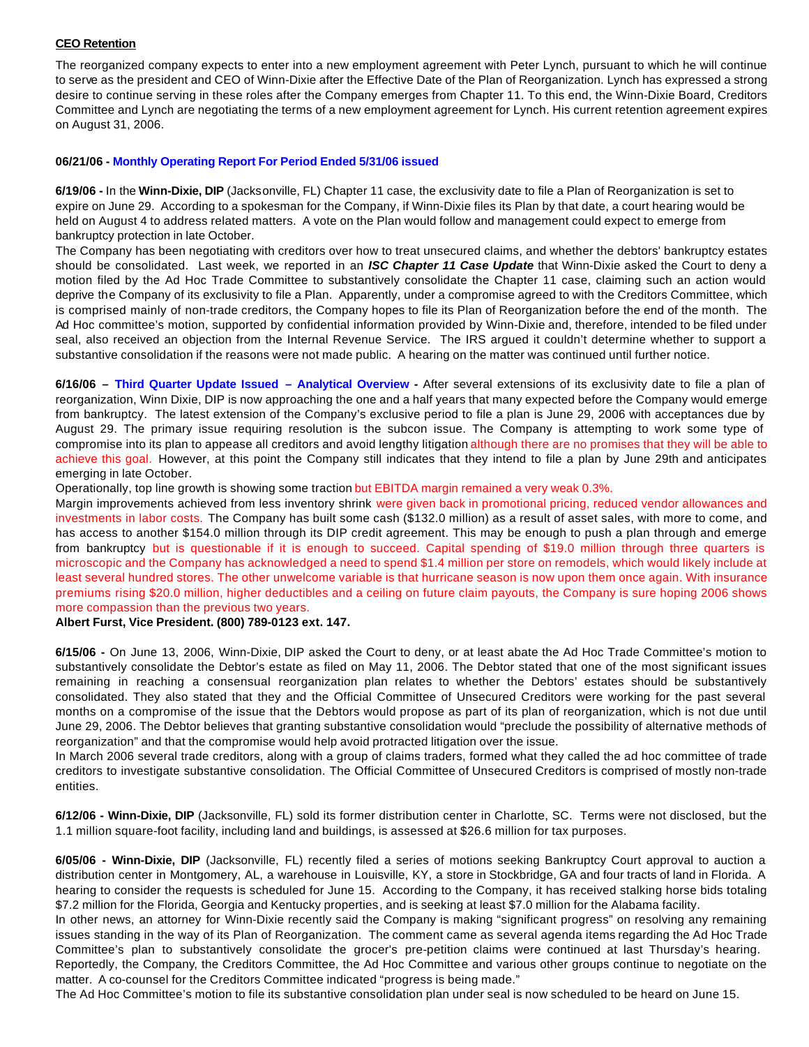**CEO Retention**

The reorganized company expects to enter into a new employment agreement with Peter Lynch, pursuant to which he will continue to serve as the president and CEO of Winn-Dixie after the Effective Date of the Plan of Reorganization. Lynch has expressed a strong desire to continue serving in these roles after the Company emerges from Chapter 11. To this end, the Winn-Dixie Board, Creditors Committee and Lynch are negotiating the terms of a new employment agreement for Lynch. His current retention agreement expires on August 31, 2006.

**06/21/06 - Monthly Operating Report For Period Ended 5/31/06 issued**

**6/19/06 -** In the **Winn-Dixie, DIP** (Jacksonville, FL) Chapter 11 case, the exclusivity date to file a Plan of Reorganization is set to expire on June 29. According to a spokesman for the Company, if Winn-Dixie files its Plan by that date, a court hearing would be held on August 4 to address related matters. A vote on the Plan would follow and management could expect to emerge from bankruptcy protection in late October.

The Company has been negotiating with creditors over how to treat unsecured claims, and whether the debtors' bankruptcy estates should be consolidated. Last week, we reported in an ***ISC Chapter 11 Case Update*** that Winn-Dixie asked the Court to deny a motion filed by the Ad Hoc Trade Committee to substantively consolidate the Chapter 11 case, claiming such an action would deprive the Company of its exclusivity to file a Plan. Apparently, under a compromise agreed to with the Creditors Committee, which is comprised mainly of non-trade creditors, the Company hopes to file its Plan of Reorganization before the end of the month. The Ad Hoc committee's motion, supported by confidential information provided by Winn-Dixie and, therefore, intended to be filed under seal, also received an objection from the Internal Revenue Service. The IRS argued it couldn't determine whether to support a substantive consolidation if the reasons were not made public. A hearing on the matter was continued until further notice.

**6/16/06 – Third Quarter Update Issued – Analytical Overview -** After several extensions of its exclusivity date to file a plan of reorganization, Winn Dixie, DIP is now approaching the one and a half years that many expected before the Company would emerge from bankruptcy. The latest extension of the Company's exclusive period to file a plan is June 29, 2006 with acceptances due by August 29. The primary issue requiring resolution is the subcon issue. The Company is attempting to work some type of compromise into its plan to appease all creditors and avoid lengthy litigation although there are no promises that they will be able to achieve this goal. However, at this point the Company still indicates that they intend to file a plan by June 29th and anticipates emerging in late October.

Operationally, top line growth is showing some traction but EBITDA margin remained a very weak 0.3%.

Margin improvements achieved from less inventory shrink were given back in promotional pricing, reduced vendor allowances and investments in labor costs. The Company has built some cash ($132.0 million) as a result of asset sales, with more to come, and has access to another $154.0 million through its DIP credit agreement. This may be enough to push a plan through and emerge from bankruptcy but is questionable if it is enough to succeed. Capital spending of $19.0 million through three quarters is microscopic and the Company has acknowledged a need to spend $1.4 million per store on remodels, which would likely include at least several hundred stores. The other unwelcome variable is that hurricane season is now upon them once again. With insurance premiums rising $20.0 million, higher deductibles and a ceiling on future claim payouts, the Company is sure hoping 2006 shows more compassion than the previous two years.

**Albert Furst, Vice President. (800) 789-0123 ext. 147.**

**6/15/06 -** On June 13, 2006, Winn-Dixie, DIP asked the Court to deny, or at least abate the Ad Hoc Trade Committee's motion to substantively consolidate the Debtor's estate as filed on May 11, 2006. The Debtor stated that one of the most significant issues remaining in reaching a consensual reorganization plan relates to whether the Debtors' estates should be substantively consolidated. They also stated that they and the Official Committee of Unsecured Creditors were working for the past several months on a compromise of the issue that the Debtors would propose as part of its plan of reorganization, which is not due until June 29, 2006. The Debtor believes that granting substantive consolidation would "preclude the possibility of alternative methods of reorganization" and that the compromise would help avoid protracted litigation over the issue.

In March 2006 several trade creditors, along with a group of claims traders, formed what they called the ad hoc committee of trade creditors to investigate substantive consolidation. The Official Committee of Unsecured Creditors is comprised of mostly non-trade entities.

**6/12/06 - Winn-Dixie, DIP** (Jacksonville, FL) sold its former distribution center in Charlotte, SC. Terms were not disclosed, but the 1.1 million square-foot facility, including land and buildings, is assessed at $26.6 million for tax purposes.

**6/05/06 - Winn-Dixie, DIP** (Jacksonville, FL) recently filed a series of motions seeking Bankruptcy Court approval to auction a distribution center in Montgomery, AL, a warehouse in Louisville, KY, a store in Stockbridge, GA and four tracts of land in Florida. A hearing to consider the requests is scheduled for June 15. According to the Company, it has received stalking horse bids totaling $7.2 million for the Florida, Georgia and Kentucky properties, and is seeking at least $7.0 million for the Alabama facility.

In other news, an attorney for Winn-Dixie recently said the Company is making "significant progress" on resolving any remaining issues standing in the way of its Plan of Reorganization. The comment came as several agenda items regarding the Ad Hoc Trade Committee's plan to substantively consolidate the grocer's pre-petition claims were continued at last Thursday's hearing. Reportedly, the Company, the Creditors Committee, the Ad Hoc Committee and various other groups continue to negotiate on the matter. A co-counsel for the Creditors Committee indicated "progress is being made."

The Ad Hoc Committee's motion to file its substantive consolidation plan under seal is now scheduled to be heard on June 15.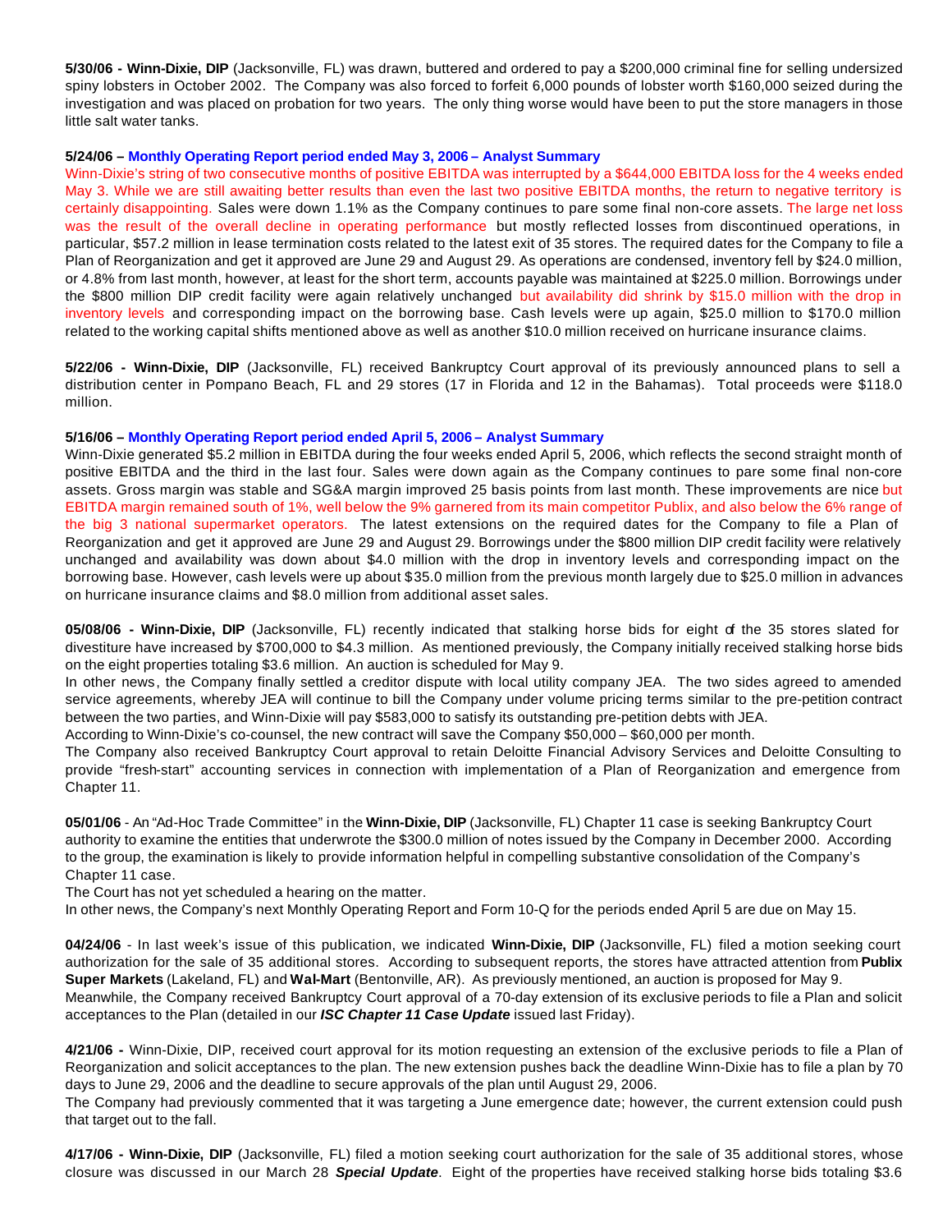**5/30/06 - Winn-Dixie, DIP** (Jacksonville, FL) was drawn, buttered and ordered to pay a $200,000 criminal fine for selling undersized spiny lobsters in October 2002. The Company was also forced to forfeit 6,000 pounds of lobster worth $160,000 seized during the investigation and was placed on probation for two years. The only thing worse would have been to put the store managers in those little salt water tanks.

**5/24/06 – Monthly Operating Report period ended May 3, 2006 – Analyst Summary**

Winn-Dixie's string of two consecutive months of positive EBITDA was interrupted by a $644,000 EBITDA loss for the 4 weeks ended May 3. While we are still awaiting better results than even the last two positive EBITDA months, the return to negative territory is certainly disappointing. Sales were down 1.1% as the Company continues to pare some final non-core assets. The large net loss was the result of the overall decline in operating performance but mostly reflected losses from discontinued operations, in particular, $57.2 million in lease termination costs related to the latest exit of 35 stores. The required dates for the Company to file a Plan of Reorganization and get it approved are June 29 and August 29. As operations are condensed, inventory fell by $24.0 million, or 4.8% from last month, however, at least for the short term, accounts payable was maintained at $225.0 million. Borrowings under the $800 million DIP credit facility were again relatively unchanged but availability did shrink by $15.0 million with the drop in inventory levels and corresponding impact on the borrowing base. Cash levels were up again, $25.0 million to $170.0 million related to the working capital shifts mentioned above as well as another $10.0 million received on hurricane insurance claims.

**5/22/06 - Winn-Dixie, DIP** (Jacksonville, FL) received Bankruptcy Court approval of its previously announced plans to sell a distribution center in Pompano Beach, FL and 29 stores (17 in Florida and 12 in the Bahamas). Total proceeds were $118.0 million.

**5/16/06 – Monthly Operating Report period ended April 5, 2006 – Analyst Summary**

Winn-Dixie generated $5.2 million in EBITDA during the four weeks ended April 5, 2006, which reflects the second straight month of positive EBITDA and the third in the last four. Sales were down again as the Company continues to pare some final non-core assets. Gross margin was stable and SG&A margin improved 25 basis points from last month. These improvements are nice but EBITDA margin remained south of 1%, well below the 9% garnered from its main competitor Publix, and also below the 6% range of the big 3 national supermarket operators. The latest extensions on the required dates for the Company to file a Plan of Reorganization and get it approved are June 29 and August 29. Borrowings under the $800 million DIP credit facility were relatively unchanged and availability was down about $4.0 million with the drop in inventory levels and corresponding impact on the borrowing base. However, cash levels were up about $35.0 million from the previous month largely due to $25.0 million in advances on hurricane insurance claims and $8.0 million from additional asset sales.

**05/08/06 - Winn-Dixie, DIP** (Jacksonville, FL) recently indicated that stalking horse bids for eight of the 35 stores slated for divestiture have increased by $700,000 to $4.3 million. As mentioned previously, the Company initially received stalking horse bids on the eight properties totaling $3.6 million. An auction is scheduled for May 9.

In other news, the Company finally settled a creditor dispute with local utility company JEA. The two sides agreed to amended service agreements, whereby JEA will continue to bill the Company under volume pricing terms similar to the pre-petition contract between the two parties, and Winn-Dixie will pay $583,000 to satisfy its outstanding pre-petition debts with JEA.

According to Winn-Dixie's co-counsel, the new contract will save the Company $50,000 – $60,000 per month.

The Company also received Bankruptcy Court approval to retain Deloitte Financial Advisory Services and Deloitte Consulting to provide "fresh-start" accounting services in connection with implementation of a Plan of Reorganization and emergence from Chapter 11.

**05/01/06** - An "Ad-Hoc Trade Committee" in the **Winn-Dixie, DIP** (Jacksonville, FL) Chapter 11 case is seeking Bankruptcy Court authority to examine the entities that underwrote the $300.0 million of notes issued by the Company in December 2000. According to the group, the examination is likely to provide information helpful in compelling substantive consolidation of the Company's Chapter 11 case.

The Court has not yet scheduled a hearing on the matter.

In other news, the Company's next Monthly Operating Report and Form 10-Q for the periods ended April 5 are due on May 15.

**04/24/06** - In last week's issue of this publication, we indicated **Winn-Dixie, DIP** (Jacksonville, FL) filed a motion seeking court authorization for the sale of 35 additional stores. According to subsequent reports, the stores have attracted attention from **Publix Super Markets** (Lakeland, FL) and **Wal-Mart** (Bentonville, AR). As previously mentioned, an auction is proposed for May 9.

Meanwhile, the Company received Bankruptcy Court approval of a 70-day extension of its exclusive periods to file a Plan and solicit acceptances to the Plan (detailed in our ***ISC Chapter 11 Case Update*** issued last Friday).

**4/21/06 -** Winn-Dixie, DIP, received court approval for its motion requesting an extension of the exclusive periods to file a Plan of Reorganization and solicit acceptances to the plan. The new extension pushes back the deadline Winn-Dixie has to file a plan by 70 days to June 29, 2006 and the deadline to secure approvals of the plan until August 29, 2006.

The Company had previously commented that it was targeting a June emergence date; however, the current extension could push that target out to the fall.

**4/17/06 - Winn-Dixie, DIP** (Jacksonville, FL) filed a motion seeking court authorization for the sale of 35 additional stores, whose closure was discussed in our March 28 ***Special Update***. Eight of the properties have received stalking horse bids totaling $3.6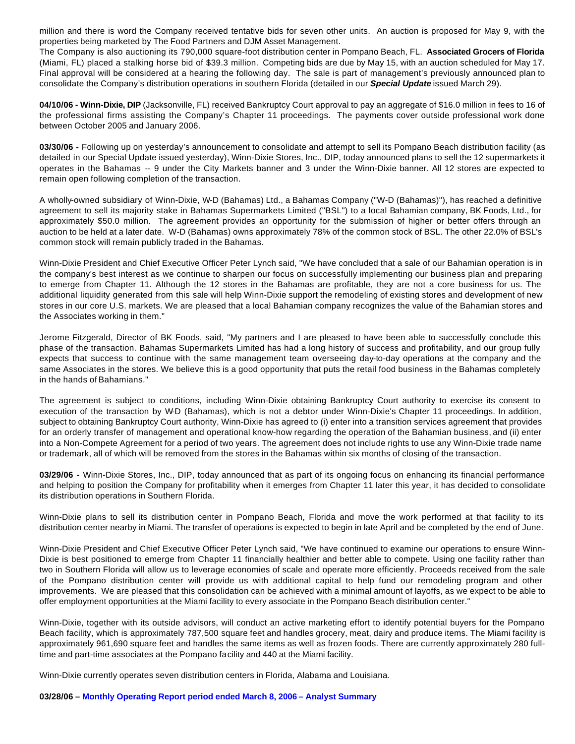million and there is word the Company received tentative bids for seven other units. An auction is proposed for May 9, with the properties being marketed by The Food Partners and DJM Asset Management.

The Company is also auctioning its 790,000 square-foot distribution center in Pompano Beach, FL. **Associated Grocers of Florida** (Miami, FL) placed a stalking horse bid of $39.3 million. Competing bids are due by May 15, with an auction scheduled for May 17. Final approval will be considered at a hearing the following day. The sale is part of management's previously announced plan to consolidate the Company's distribution operations in southern Florida (detailed in our ***Special Update*** issued March 29).

**04/10/06 - Winn-Dixie, DIP** (Jacksonville, FL) received Bankruptcy Court approval to pay an aggregate of $16.0 million in fees to 16 of the professional firms assisting the Company's Chapter 11 proceedings. The payments cover outside professional work done between October 2005 and January 2006.

**03/30/06 -** Following up on yesterday's announcement to consolidate and attempt to sell its Pompano Beach distribution facility (as detailed in our Special Update issued yesterday), Winn-Dixie Stores, Inc., DIP, today announced plans to sell the 12 supermarkets it operates in the Bahamas -- 9 under the City Markets banner and 3 under the Winn-Dixie banner. All 12 stores are expected to remain open following completion of the transaction.

A wholly-owned subsidiary of Winn-Dixie, W-D (Bahamas) Ltd., a Bahamas Company ("W-D (Bahamas)"), has reached a definitive agreement to sell its majority stake in Bahamas Supermarkets Limited ("BSL") to a local Bahamian company, BK Foods, Ltd., for approximately $50.0 million. The agreement provides an opportunity for the submission of higher or better offers through an auction to be held at a later date. W-D (Bahamas) owns approximately 78% of the common stock of BSL. The other 22.0% of BSL's common stock will remain publicly traded in the Bahamas.

Winn-Dixie President and Chief Executive Officer Peter Lynch said, "We have concluded that a sale of our Bahamian operation is in the company's best interest as we continue to sharpen our focus on successfully implementing our business plan and preparing to emerge from Chapter 11. Although the 12 stores in the Bahamas are profitable, they are not a core business for us. The additional liquidity generated from this sale will help Winn-Dixie support the remodeling of existing stores and development of new stores in our core U.S. markets. We are pleased that a local Bahamian company recognizes the value of the Bahamian stores and the Associates working in them."

Jerome Fitzgerald, Director of BK Foods, said, "My partners and I are pleased to have been able to successfully conclude this phase of the transaction. Bahamas Supermarkets Limited has had a long history of success and profitability, and our group fully expects that success to continue with the same management team overseeing day-to-day operations at the company and the same Associates in the stores. We believe this is a good opportunity that puts the retail food business in the Bahamas completely in the hands of Bahamians."

The agreement is subject to conditions, including Winn-Dixie obtaining Bankruptcy Court authority to exercise its consent to execution of the transaction by W-D (Bahamas), which is not a debtor under Winn-Dixie's Chapter 11 proceedings. In addition, subject to obtaining Bankruptcy Court authority, Winn-Dixie has agreed to (i) enter into a transition services agreement that provides for an orderly transfer of management and operational know-how regarding the operation of the Bahamian business, and (ii) enter into a Non-Compete Agreement for a period of two years. The agreement does not include rights to use any Winn-Dixie trade name or trademark, all of which will be removed from the stores in the Bahamas within six months of closing of the transaction.

**03/29/06 -** Winn-Dixie Stores, Inc., DIP, today announced that as part of its ongoing focus on enhancing its financial performance and helping to position the Company for profitability when it emerges from Chapter 11 later this year, it has decided to consolidate its distribution operations in Southern Florida.

Winn-Dixie plans to sell its distribution center in Pompano Beach, Florida and move the work performed at that facility to its distribution center nearby in Miami. The transfer of operations is expected to begin in late April and be completed by the end of June.

Winn-Dixie President and Chief Executive Officer Peter Lynch said, "We have continued to examine our operations to ensure Winn-Dixie is best positioned to emerge from Chapter 11 financially healthier and better able to compete. Using one facility rather than two in Southern Florida will allow us to leverage economies of scale and operate more efficiently. Proceeds received from the sale of the Pompano distribution center will provide us with additional capital to help fund our remodeling program and other improvements. We are pleased that this consolidation can be achieved with a minimal amount of layoffs, as we expect to be able to offer employment opportunities at the Miami facility to every associate in the Pompano Beach distribution center."

Winn-Dixie, together with its outside advisors, will conduct an active marketing effort to identify potential buyers for the Pompano Beach facility, which is approximately 787,500 square feet and handles grocery, meat, dairy and produce items. The Miami facility is approximately 961,690 square feet and handles the same items as well as frozen foods. There are currently approximately 280 full-time and part-time associates at the Pompano facility and 440 at the Miami facility.

Winn-Dixie currently operates seven distribution centers in Florida, Alabama and Louisiana.

**03/28/06 – Monthly Operating Report period ended March 8, 2006 – Analyst Summary**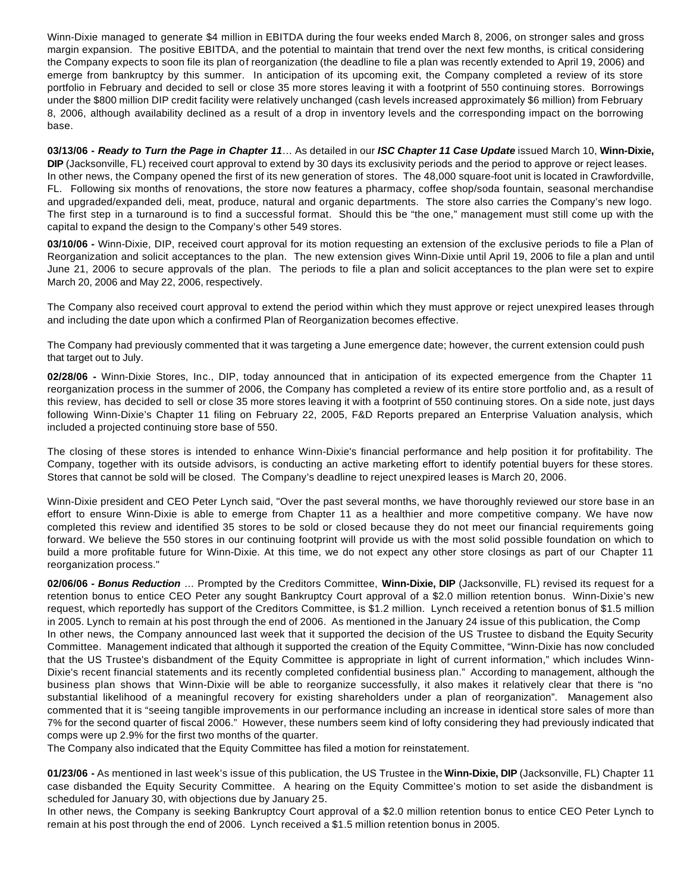Winn-Dixie managed to generate $4 million in EBITDA during the four weeks ended March 8, 2006, on stronger sales and gross margin expansion. The positive EBITDA, and the potential to maintain that trend over the next few months, is critical considering the Company expects to soon file its plan of reorganization (the deadline to file a plan was recently extended to April 19, 2006) and emerge from bankruptcy by this summer. In anticipation of its upcoming exit, the Company completed a review of its store portfolio in February and decided to sell or close 35 more stores leaving it with a footprint of 550 continuing stores. Borrowings under the $800 million DIP credit facility were relatively unchanged (cash levels increased approximately $6 million) from February 8, 2006, although availability declined as a result of a drop in inventory levels and the corresponding impact on the borrowing base.

**03/13/06 -** ***Ready to Turn the Page in Chapter 11***… As detailed in our ***ISC Chapter 11 Case Update*** issued March 10, **Winn-Dixie, DIP** (Jacksonville, FL) received court approval to extend by 30 days its exclusivity periods and the period to approve or reject leases. In other news, the Company opened the first of its new generation of stores. The 48,000 square-foot unit is located in Crawfordville, FL. Following six months of renovations, the store now features a pharmacy, coffee shop/soda fountain, seasonal merchandise and upgraded/expanded deli, meat, produce, natural and organic departments. The store also carries the Company's new logo. The first step in a turnaround is to find a successful format. Should this be "the one," management must still come up with the capital to expand the design to the Company's other 549 stores.

**03/10/06 -** Winn-Dixie, DIP, received court approval for its motion requesting an extension of the exclusive periods to file a Plan of Reorganization and solicit acceptances to the plan. The new extension gives Winn-Dixie until April 19, 2006 to file a plan and until June 21, 2006 to secure approvals of the plan. The periods to file a plan and solicit acceptances to the plan were set to expire March 20, 2006 and May 22, 2006, respectively.

The Company also received court approval to extend the period within which they must approve or reject unexpired leases through and including the date upon which a confirmed Plan of Reorganization becomes effective.

The Company had previously commented that it was targeting a June emergence date; however, the current extension could push that target out to July.

**02/28/06 -** Winn-Dixie Stores, Inc., DIP, today announced that in anticipation of its expected emergence from the Chapter 11 reorganization process in the summer of 2006, the Company has completed a review of its entire store portfolio and, as a result of this review, has decided to sell or close 35 more stores leaving it with a footprint of 550 continuing stores. On a side note, just days following Winn-Dixie's Chapter 11 filing on February 22, 2005, F&D Reports prepared an Enterprise Valuation analysis, which included a projected continuing store base of 550.

The closing of these stores is intended to enhance Winn-Dixie's financial performance and help position it for profitability. The Company, together with its outside advisors, is conducting an active marketing effort to identify potential buyers for these stores. Stores that cannot be sold will be closed. The Company's deadline to reject unexpired leases is March 20, 2006.

Winn-Dixie president and CEO Peter Lynch said, "Over the past several months, we have thoroughly reviewed our store base in an effort to ensure Winn-Dixie is able to emerge from Chapter 11 as a healthier and more competitive company. We have now completed this review and identified 35 stores to be sold or closed because they do not meet our financial requirements going forward. We believe the 550 stores in our continuing footprint will provide us with the most solid possible foundation on which to build a more profitable future for Winn-Dixie. At this time, we do not expect any other store closings as part of our Chapter 11 reorganization process."

**02/06/06 -** ***Bonus Reduction*** … Prompted by the Creditors Committee, **Winn-Dixie, DIP** (Jacksonville, FL) revised its request for a retention bonus to entice CEO Peter any sought Bankruptcy Court approval of a $2.0 million retention bonus. Winn-Dixie's new request, which reportedly has support of the Creditors Committee, is $1.2 million. Lynch received a retention bonus of $1.5 million in 2005. Lynch to remain at his post through the end of 2006. As mentioned in the January 24 issue of this publication, the Comp
In other news, the Company announced last week that it supported the decision of the US Trustee to disband the Equity Security Committee. Management indicated that although it supported the creation of the Equity Committee, "Winn-Dixie has now concluded that the US Trustee's disbandment of the Equity Committee is appropriate in light of current information," which includes Winn-Dixie's recent financial statements and its recently completed confidential business plan." According to management, although the business plan shows that Winn-Dixie will be able to reorganize successfully, it also makes it relatively clear that there is "no substantial likelihood of a meaningful recovery for existing shareholders under a plan of reorganization". Management also commented that it is "seeing tangible improvements in our performance including an increase in identical store sales of more than 7% for the second quarter of fiscal 2006." However, these numbers seem kind of lofty considering they had previously indicated that comps were up 2.9% for the first two months of the quarter.
The Company also indicated that the Equity Committee has filed a motion for reinstatement.

**01/23/06 -** As mentioned in last week's issue of this publication, the US Trustee in the **Winn-Dixie, DIP** (Jacksonville, FL) Chapter 11 case disbanded the Equity Security Committee. A hearing on the Equity Committee's motion to set aside the disbandment is scheduled for January 30, with objections due by January 25.
In other news, the Company is seeking Bankruptcy Court approval of a $2.0 million retention bonus to entice CEO Peter Lynch to remain at his post through the end of 2006. Lynch received a $1.5 million retention bonus in 2005.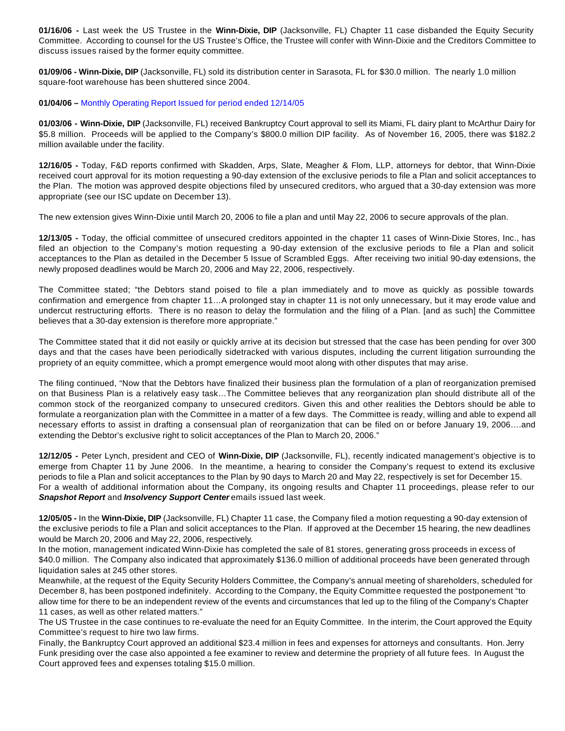**01/16/06 -** Last week the US Trustee in the **Winn-Dixie, DIP** (Jacksonville, FL) Chapter 11 case disbanded the Equity Security Committee. According to counsel for the US Trustee's Office, the Trustee will confer with Winn-Dixie and the Creditors Committee to discuss issues raised by the former equity committee.

**01/09/06 - Winn-Dixie, DIP** (Jacksonville, FL) sold its distribution center in Sarasota, FL for $30.0 million. The nearly 1.0 million square-foot warehouse has been shuttered since 2004.

**01/04/06 –** Monthly Operating Report Issued for period ended 12/14/05

**01/03/06 - Winn-Dixie, DIP** (Jacksonville, FL) received Bankruptcy Court approval to sell its Miami, FL dairy plant to McArthur Dairy for $5.8 million. Proceeds will be applied to the Company's $800.0 million DIP facility. As of November 16, 2005, there was $182.2 million available under the facility.

**12/16/05 -** Today, F&D reports confirmed with Skadden, Arps, Slate, Meagher & Flom, LLP, attorneys for debtor, that Winn-Dixie received court approval for its motion requesting a 90-day extension of the exclusive periods to file a Plan and solicit acceptances to the Plan. The motion was approved despite objections filed by unsecured creditors, who argued that a 30-day extension was more appropriate (see our ISC update on December 13).

The new extension gives Winn-Dixie until March 20, 2006 to file a plan and until May 22, 2006 to secure approvals of the plan.

**12/13/05 -** Today, the official committee of unsecured creditors appointed in the chapter 11 cases of Winn-Dixie Stores, Inc., has filed an objection to the Company's motion requesting a 90-day extension of the exclusive periods to file a Plan and solicit acceptances to the Plan as detailed in the December 5 Issue of Scrambled Eggs. After receiving two initial 90-day extensions, the newly proposed deadlines would be March 20, 2006 and May 22, 2006, respectively.

The Committee stated; "the Debtors stand poised to file a plan immediately and to move as quickly as possible towards confirmation and emergence from chapter 11…A prolonged stay in chapter 11 is not only unnecessary, but it may erode value and undercut restructuring efforts. There is no reason to delay the formulation and the filing of a Plan. [and as such] the Committee believes that a 30-day extension is therefore more appropriate."

The Committee stated that it did not easily or quickly arrive at its decision but stressed that the case has been pending for over 300 days and that the cases have been periodically sidetracked with various disputes, including the current litigation surrounding the propriety of an equity committee, which a prompt emergence would moot along with other disputes that may arise.

The filing continued, "Now that the Debtors have finalized their business plan the formulation of a plan of reorganization premised on that Business Plan is a relatively easy task…The Committee believes that any reorganization plan should distribute all of the common stock of the reorganized company to unsecured creditors. Given this and other realities the Debtors should be able to formulate a reorganization plan with the Committee in a matter of a few days. The Committee is ready, willing and able to expend all necessary efforts to assist in drafting a consensual plan of reorganization that can be filed on or before January 19, 2006….and extending the Debtor's exclusive right to solicit acceptances of the Plan to March 20, 2006."

**12/12/05 -** Peter Lynch, president and CEO of **Winn-Dixie, DIP** (Jacksonville, FL), recently indicated management's objective is to emerge from Chapter 11 by June 2006. In the meantime, a hearing to consider the Company's request to extend its exclusive periods to file a Plan and solicit acceptances to the Plan by 90 days to March 20 and May 22, respectively is set for December 15.
For a wealth of additional information about the Company, its ongoing results and Chapter 11 proceedings, please refer to our ***Snapshot Report*** and ***Insolvency Support Center*** emails issued last week.

**12/05/05 -** In the **Winn-Dixie, DIP** (Jacksonville, FL) Chapter 11 case, the Company filed a motion requesting a 90-day extension of the exclusive periods to file a Plan and solicit acceptances to the Plan. If approved at the December 15 hearing, the new deadlines would be March 20, 2006 and May 22, 2006, respectively.
In the motion, management indicated Winn-Dixie has completed the sale of 81 stores, generating gross proceeds in excess of $40.0 million. The Company also indicated that approximately $136.0 million of additional proceeds have been generated through liquidation sales at 245 other stores.
Meanwhile, at the request of the Equity Security Holders Committee, the Company's annual meeting of shareholders, scheduled for December 8, has been postponed indefinitely. According to the Company, the Equity Committee requested the postponement "to allow time for there to be an independent review of the events and circumstances that led up to the filing of the Company's Chapter 11 cases, as well as other related matters."
The US Trustee in the case continues to re-evaluate the need for an Equity Committee. In the interim, the Court approved the Equity Committee's request to hire two law firms.
Finally, the Bankruptcy Court approved an additional $23.4 million in fees and expenses for attorneys and consultants. Hon. Jerry Funk presiding over the case also appointed a fee examiner to review and determine the propriety of all future fees. In August the Court approved fees and expenses totaling $15.0 million.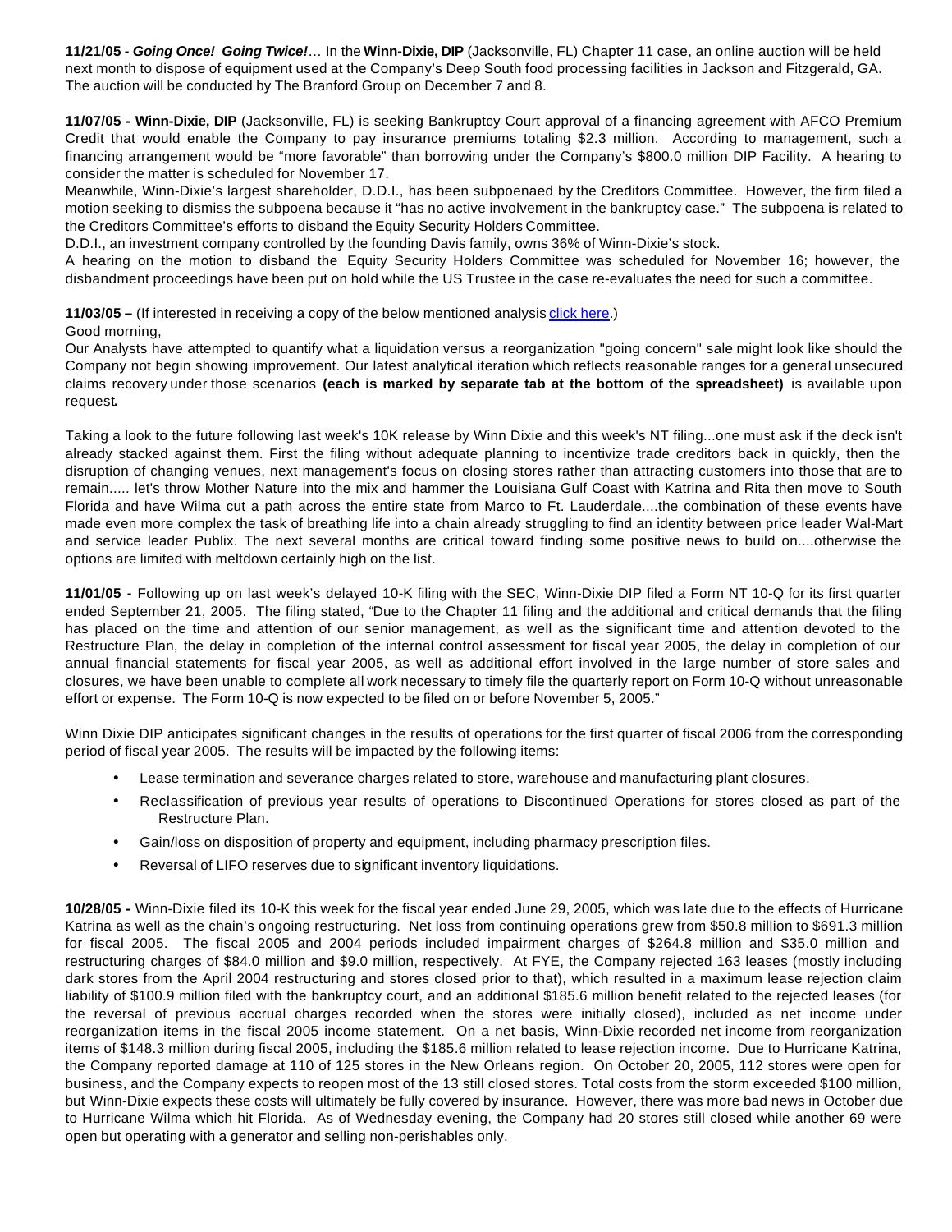**11/21/05** - ***Going Once! Going Twice!***… In the **Winn-Dixie, DIP** (Jacksonville, FL) Chapter 11 case, an online auction will be held next month to dispose of equipment used at the Company's Deep South food processing facilities in Jackson and Fitzgerald, GA. The auction will be conducted by The Branford Group on December 7 and 8.

**11/07/05 - Winn-Dixie, DIP** (Jacksonville, FL) is seeking Bankruptcy Court approval of a financing agreement with AFCO Premium Credit that would enable the Company to pay insurance premiums totaling $2.3 million. According to management, such a financing arrangement would be "more favorable" than borrowing under the Company's $800.0 million DIP Facility. A hearing to consider the matter is scheduled for November 17.

Meanwhile, Winn-Dixie's largest shareholder, D.D.I., has been subpoenaed by the Creditors Committee. However, the firm filed a motion seeking to dismiss the subpoena because it "has no active involvement in the bankruptcy case." The subpoena is related to the Creditors Committee's efforts to disband the Equity Security Holders Committee.

D.D.I., an investment company controlled by the founding Davis family, owns 36% of Winn-Dixie's stock.

A hearing on the motion to disband the Equity Security Holders Committee was scheduled for November 16; however, the disbandment proceedings have been put on hold while the US Trustee in the case re-evaluates the need for such a committee.

**11/03/05 –** (If interested in receiving a copy of the below mentioned analysis click here.)

Good morning,

Our Analysts have attempted to quantify what a liquidation versus a reorganization "going concern" sale might look like should the Company not begin showing improvement. Our latest analytical iteration which reflects reasonable ranges for a general unsecured claims recovery under those scenarios **(each is marked by separate tab at the bottom of the spreadsheet)** is available upon request**.**

Taking a look to the future following last week's 10K release by Winn Dixie and this week's NT filing...one must ask if the deck isn't already stacked against them. First the filing without adequate planning to incentivize trade creditors back in quickly, then the disruption of changing venues, next management's focus on closing stores rather than attracting customers into those that are to remain..... let's throw Mother Nature into the mix and hammer the Louisiana Gulf Coast with Katrina and Rita then move to South Florida and have Wilma cut a path across the entire state from Marco to Ft. Lauderdale....the combination of these events have made even more complex the task of breathing life into a chain already struggling to find an identity between price leader Wal-Mart and service leader Publix. The next several months are critical toward finding some positive news to build on....otherwise the options are limited with meltdown certainly high on the list.

**11/01/05 -** Following up on last week's delayed 10-K filing with the SEC, Winn-Dixie DIP filed a Form NT 10-Q for its first quarter ended September 21, 2005. The filing stated, "Due to the Chapter 11 filing and the additional and critical demands that the filing has placed on the time and attention of our senior management, as well as the significant time and attention devoted to the Restructure Plan, the delay in completion of the internal control assessment for fiscal year 2005, the delay in completion of our annual financial statements for fiscal year 2005, as well as additional effort involved in the large number of store sales and closures, we have been unable to complete all work necessary to timely file the quarterly report on Form 10-Q without unreasonable effort or expense. The Form 10-Q is now expected to be filed on or before November 5, 2005."

Winn Dixie DIP anticipates significant changes in the results of operations for the first quarter of fiscal 2006 from the corresponding period of fiscal year 2005. The results will be impacted by the following items:

- Lease termination and severance charges related to store, warehouse and manufacturing plant closures.
- Reclassification of previous year results of operations to Discontinued Operations for stores closed as part of the Restructure Plan.
- Gain/loss on disposition of property and equipment, including pharmacy prescription files.
- Reversal of LIFO reserves due to significant inventory liquidations.

**10/28/05 -** Winn-Dixie filed its 10-K this week for the fiscal year ended June 29, 2005, which was late due to the effects of Hurricane Katrina as well as the chain's ongoing restructuring. Net loss from continuing operations grew from $50.8 million to $691.3 million for fiscal 2005. The fiscal 2005 and 2004 periods included impairment charges of $264.8 million and $35.0 million and restructuring charges of $84.0 million and $9.0 million, respectively. At FYE, the Company rejected 163 leases (mostly including dark stores from the April 2004 restructuring and stores closed prior to that), which resulted in a maximum lease rejection claim liability of $100.9 million filed with the bankruptcy court, and an additional $185.6 million benefit related to the rejected leases (for the reversal of previous accrual charges recorded when the stores were initially closed), included as net income under reorganization items in the fiscal 2005 income statement. On a net basis, Winn-Dixie recorded net income from reorganization items of $148.3 million during fiscal 2005, including the $185.6 million related to lease rejection income. Due to Hurricane Katrina, the Company reported damage at 110 of 125 stores in the New Orleans region. On October 20, 2005, 112 stores were open for business, and the Company expects to reopen most of the 13 still closed stores. Total costs from the storm exceeded $100 million, but Winn-Dixie expects these costs will ultimately be fully covered by insurance. However, there was more bad news in October due to Hurricane Wilma which hit Florida. As of Wednesday evening, the Company had 20 stores still closed while another 69 were open but operating with a generator and selling non-perishables only.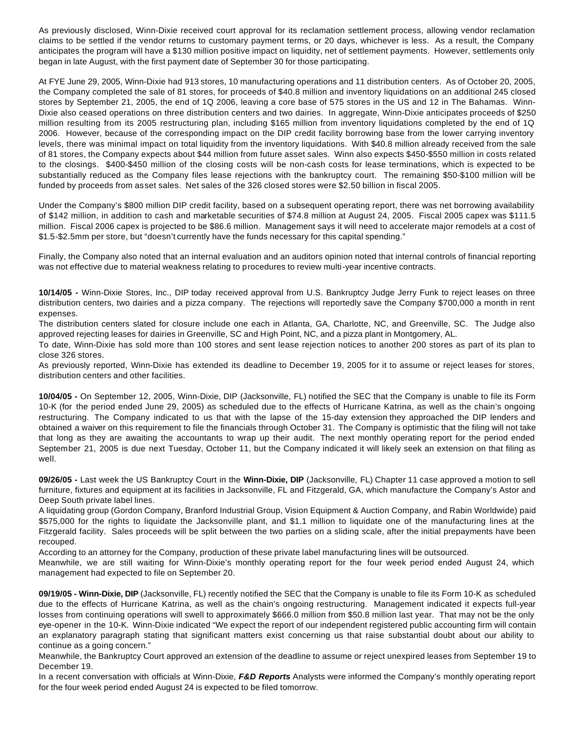As previously disclosed, Winn-Dixie received court approval for its reclamation settlement process, allowing vendor reclamation claims to be settled if the vendor returns to customary payment terms, or 20 days, whichever is less. As a result, the Company anticipates the program will have a $130 million positive impact on liquidity, net of settlement payments. However, settlements only began in late August, with the first payment date of September 30 for those participating.

At FYE June 29, 2005, Winn-Dixie had 913 stores, 10 manufacturing operations and 11 distribution centers. As of October 20, 2005, the Company completed the sale of 81 stores, for proceeds of $40.8 million and inventory liquidations on an additional 245 closed stores by September 21, 2005, the end of 1Q 2006, leaving a core base of 575 stores in the US and 12 in The Bahamas. Winn-Dixie also ceased operations on three distribution centers and two dairies. In aggregate, Winn-Dixie anticipates proceeds of $250 million resulting from its 2005 restructuring plan, including $165 million from inventory liquidations completed by the end of 1Q 2006. However, because of the corresponding impact on the DIP credit facility borrowing base from the lower carrying inventory levels, there was minimal impact on total liquidity from the inventory liquidations. With $40.8 million already received from the sale of 81 stores, the Company expects about $44 million from future asset sales. Winn also expects $450-$550 million in costs related to the closings. $400-$450 million of the closing costs will be non-cash costs for lease terminations, which is expected to be substantially reduced as the Company files lease rejections with the bankruptcy court. The remaining $50-$100 million will be funded by proceeds from asset sales. Net sales of the 326 closed stores were $2.50 billion in fiscal 2005.

Under the Company's $800 million DIP credit facility, based on a subsequent operating report, there was net borrowing availability of $142 million, in addition to cash and marketable securities of $74.8 million at August 24, 2005. Fiscal 2005 capex was $111.5 million. Fiscal 2006 capex is projected to be $86.6 million. Management says it will need to accelerate major remodels at a cost of $1.5-$2.5mm per store, but "doesn't currently have the funds necessary for this capital spending."

Finally, the Company also noted that an internal evaluation and an auditors opinion noted that internal controls of financial reporting was not effective due to material weakness relating to procedures to review multi-year incentive contracts.

**10/14/05 -** Winn-Dixie Stores, Inc., DIP today received approval from U.S. Bankruptcy Judge Jerry Funk to reject leases on three distribution centers, two dairies and a pizza company. The rejections will reportedly save the Company $700,000 a month in rent expenses.

The distribution centers slated for closure include one each in Atlanta, GA, Charlotte, NC, and Greenville, SC. The Judge also approved rejecting leases for dairies in Greenville, SC and High Point, NC, and a pizza plant in Montgomery, AL.

To date, Winn-Dixie has sold more than 100 stores and sent lease rejection notices to another 200 stores as part of its plan to close 326 stores.

As previously reported, Winn-Dixie has extended its deadline to December 19, 2005 for it to assume or reject leases for stores, distribution centers and other facilities.

**10/04/05 -** On September 12, 2005, Winn-Dixie, DIP (Jacksonville, FL) notified the SEC that the Company is unable to file its Form 10-K (for the period ended June 29, 2005) as scheduled due to the effects of Hurricane Katrina, as well as the chain's ongoing restructuring. The Company indicated to us that with the lapse of the 15-day extension they approached the DIP lenders and obtained a waiver on this requirement to file the financials through October 31. The Company is optimistic that the filing will not take that long as they are awaiting the accountants to wrap up their audit. The next monthly operating report for the period ended September 21, 2005 is due next Tuesday, October 11, but the Company indicated it will likely seek an extension on that filing as well.

**09/26/05 -** Last week the US Bankruptcy Court in the **Winn-Dixie, DIP** (Jacksonville, FL) Chapter 11 case approved a motion to sell furniture, fixtures and equipment at its facilities in Jacksonville, FL and Fitzgerald, GA, which manufacture the Company's Astor and Deep South private label lines.

A liquidating group (Gordon Company, Branford Industrial Group, Vision Equipment & Auction Company, and Rabin Worldwide) paid $575,000 for the rights to liquidate the Jacksonville plant, and $1.1 million to liquidate one of the manufacturing lines at the Fitzgerald facility. Sales proceeds will be split between the two parties on a sliding scale, after the initial prepayments have been recouped.

According to an attorney for the Company, production of these private label manufacturing lines will be outsourced.

Meanwhile, we are still waiting for Winn-Dixie's monthly operating report for the four week period ended August 24, which management had expected to file on September 20.

**09/19/05 - Winn-Dixie, DIP** (Jacksonville, FL) recently notified the SEC that the Company is unable to file its Form 10-K as scheduled due to the effects of Hurricane Katrina, as well as the chain's ongoing restructuring. Management indicated it expects full-year losses from continuing operations will swell to approximately $666.0 million from $50.8 million last year. That may not be the only eye-opener in the 10-K. Winn-Dixie indicated "We expect the report of our independent registered public accounting firm will contain an explanatory paragraph stating that significant matters exist concerning us that raise substantial doubt about our ability to continue as a going concern."

Meanwhile, the Bankruptcy Court approved an extension of the deadline to assume or reject unexpired leases from September 19 to December 19.

In a recent conversation with officials at Winn-Dixie, ***F&D Reports*** Analysts were informed the Company's monthly operating report for the four week period ended August 24 is expected to be filed tomorrow.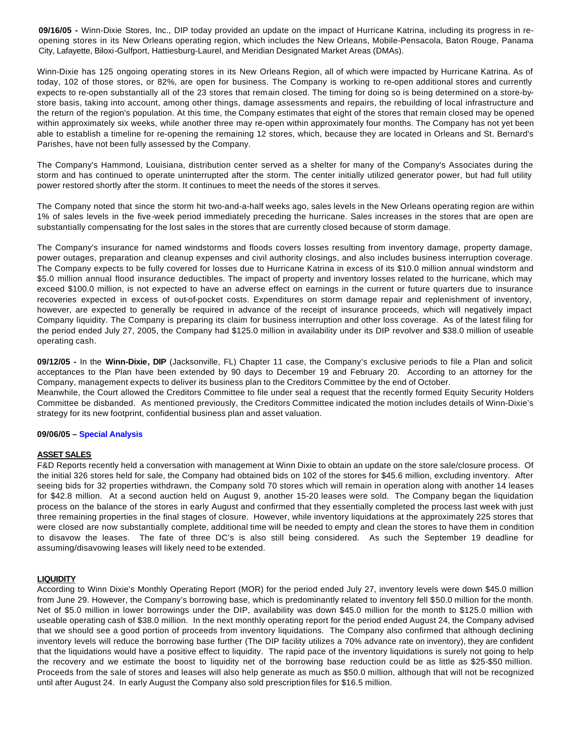**09/16/05 -** Winn-Dixie Stores, Inc., DIP today provided an update on the impact of Hurricane Katrina, including its progress in re-opening stores in its New Orleans operating region, which includes the New Orleans, Mobile-Pensacola, Baton Rouge, Panama City, Lafayette, Biloxi-Gulfport, Hattiesburg-Laurel, and Meridian Designated Market Areas (DMAs).

Winn-Dixie has 125 ongoing operating stores in its New Orleans Region, all of which were impacted by Hurricane Katrina. As of today, 102 of those stores, or 82%, are open for business. The Company is working to re-open additional stores and currently expects to re-open substantially all of the 23 stores that remain closed. The timing for doing so is being determined on a store-by-store basis, taking into account, among other things, damage assessments and repairs, the rebuilding of local infrastructure and the return of the region's population. At this time, the Company estimates that eight of the stores that remain closed may be opened within approximately six weeks, while another three may re-open within approximately four months. The Company has not yet been able to establish a timeline for re-opening the remaining 12 stores, which, because they are located in Orleans and St. Bernard's Parishes, have not been fully assessed by the Company.

The Company's Hammond, Louisiana, distribution center served as a shelter for many of the Company's Associates during the storm and has continued to operate uninterrupted after the storm. The center initially utilized generator power, but had full utility power restored shortly after the storm. It continues to meet the needs of the stores it serves.

The Company noted that since the storm hit two-and-a-half weeks ago, sales levels in the New Orleans operating region are within 1% of sales levels in the five-week period immediately preceding the hurricane. Sales increases in the stores that are open are substantially compensating for the lost sales in the stores that are currently closed because of storm damage.

The Company's insurance for named windstorms and floods covers losses resulting from inventory damage, property damage, power outages, preparation and cleanup expenses and civil authority closings, and also includes business interruption coverage. The Company expects to be fully covered for losses due to Hurricane Katrina in excess of its \$10.0 million annual windstorm and \$5.0 million annual flood insurance deductibles. The impact of property and inventory losses related to the hurricane, which may exceed \$100.0 million, is not expected to have an adverse effect on earnings in the current or future quarters due to insurance recoveries expected in excess of out-of-pocket costs. Expenditures on storm damage repair and replenishment of inventory, however, are expected to generally be required in advance of the receipt of insurance proceeds, which will negatively impact Company liquidity. The Company is preparing its claim for business interruption and other loss coverage. As of the latest filing for the period ended July 27, 2005, the Company had \$125.0 million in availability under its DIP revolver and \$38.0 million of useable operating cash.

**09/12/05 -** In the **Winn-Dixie, DIP** (Jacksonville, FL) Chapter 11 case, the Company's exclusive periods to file a Plan and solicit acceptances to the Plan have been extended by 90 days to December 19 and February 20. According to an attorney for the Company, management expects to deliver its business plan to the Creditors Committee by the end of October.
Meanwhile, the Court allowed the Creditors Committee to file under seal a request that the recently formed Equity Security Holders Committee be disbanded. As mentioned previously, the Creditors Committee indicated the motion includes details of Winn-Dixie's strategy for its new footprint, confidential business plan and asset valuation.

**09/06/05 – Special Analysis**

**ASSET SALES**

F&D Reports recently held a conversation with management at Winn Dixie to obtain an update on the store sale/closure process. Of the initial 326 stores held for sale, the Company had obtained bids on 102 of the stores for \$45.6 million, excluding inventory. After seeing bids for 32 properties withdrawn, the Company sold 70 stores which will remain in operation along with another 14 leases for \$42.8 million. At a second auction held on August 9, another 15-20 leases were sold. The Company began the liquidation process on the balance of the stores in early August and confirmed that they essentially completed the process last week with just three remaining properties in the final stages of closure. However, while inventory liquidations at the approximately 225 stores that were closed are now substantially complete, additional time will be needed to empty and clean the stores to have them in condition to disavow the leases. The fate of three DC's is also still being considered. As such the September 19 deadline for assuming/disavowing leases will likely need to be extended.

**LIQUIDITY**

According to Winn Dixie's Monthly Operating Report (MOR) for the period ended July 27, inventory levels were down \$45.0 million from June 29. However, the Company's borrowing base, which is predominantly related to inventory fell \$50.0 million for the month. Net of \$5.0 million in lower borrowings under the DIP, availability was down \$45.0 million for the month to \$125.0 million with useable operating cash of \$38.0 million. In the next monthly operating report for the period ended August 24, the Company advised that we should see a good portion of proceeds from inventory liquidations. The Company also confirmed that although declining inventory levels will reduce the borrowing base further (The DIP facility utilizes a 70% advance rate on inventory), they are confident that the liquidations would have a positive effect to liquidity. The rapid pace of the inventory liquidations is surely not going to help the recovery and we estimate the boost to liquidity net of the borrowing base reduction could be as little as \$25-\$50 million. Proceeds from the sale of stores and leases will also help generate as much as \$50.0 million, although that will not be recognized until after August 24. In early August the Company also sold prescription files for \$16.5 million.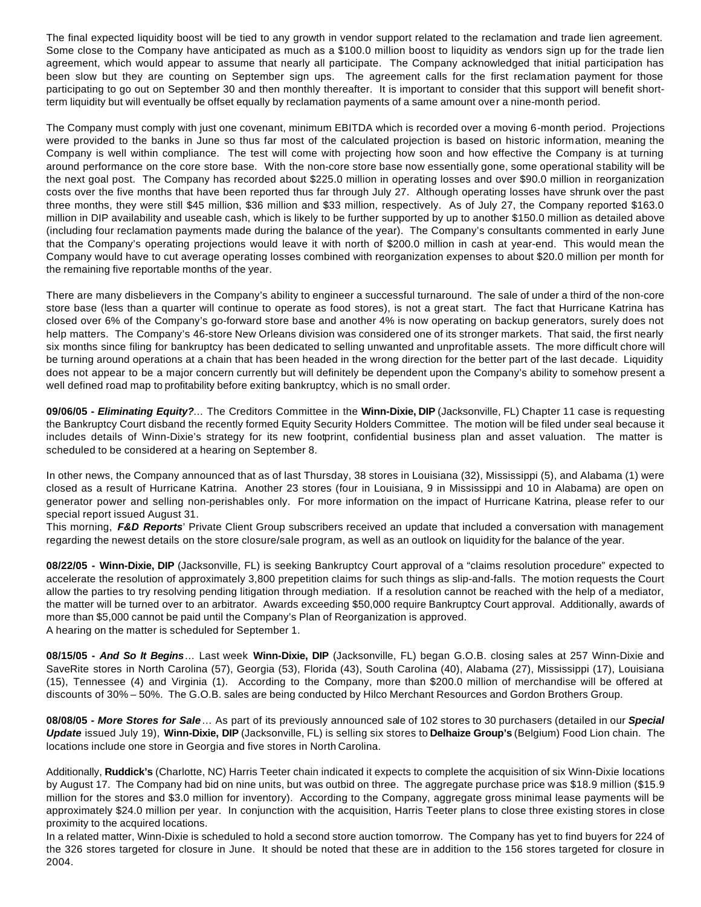The final expected liquidity boost will be tied to any growth in vendor support related to the reclamation and trade lien agreement. Some close to the Company have anticipated as much as a $100.0 million boost to liquidity as vendors sign up for the trade lien agreement, which would appear to assume that nearly all participate. The Company acknowledged that initial participation has been slow but they are counting on September sign ups. The agreement calls for the first reclamation payment for those participating to go out on September 30 and then monthly thereafter. It is important to consider that this support will benefit short-term liquidity but will eventually be offset equally by reclamation payments of a same amount over a nine-month period.

The Company must comply with just one covenant, minimum EBITDA which is recorded over a moving 6-month period. Projections were provided to the banks in June so thus far most of the calculated projection is based on historic information, meaning the Company is well within compliance. The test will come with projecting how soon and how effective the Company is at turning around performance on the core store base. With the non-core store base now essentially gone, some operational stability will be the next goal post. The Company has recorded about $225.0 million in operating losses and over $90.0 million in reorganization costs over the five months that have been reported thus far through July 27. Although operating losses have shrunk over the past three months, they were still $45 million, $36 million and $33 million, respectively. As of July 27, the Company reported $163.0 million in DIP availability and useable cash, which is likely to be further supported by up to another $150.0 million as detailed above (including four reclamation payments made during the balance of the year). The Company's consultants commented in early June that the Company's operating projections would leave it with north of $200.0 million in cash at year-end. This would mean the Company would have to cut average operating losses combined with reorganization expenses to about $20.0 million per month for the remaining five reportable months of the year.

There are many disbelievers in the Company's ability to engineer a successful turnaround. The sale of under a third of the non-core store base (less than a quarter will continue to operate as food stores), is not a great start. The fact that Hurricane Katrina has closed over 6% of the Company's go-forward store base and another 4% is now operating on backup generators, surely does not help matters. The Company's 46-store New Orleans division was considered one of its stronger markets. That said, the first nearly six months since filing for bankruptcy has been dedicated to selling unwanted and unprofitable assets. The more difficult chore will be turning around operations at a chain that has been headed in the wrong direction for the better part of the last decade. Liquidity does not appear to be a major concern currently but will definitely be dependent upon the Company's ability to somehow present a well defined road map to profitability before exiting bankruptcy, which is no small order.

**09/06/05 - *Eliminating Equity?*...** The Creditors Committee in the **Winn-Dixie, DIP** (Jacksonville, FL) Chapter 11 case is requesting the Bankruptcy Court disband the recently formed Equity Security Holders Committee. The motion will be filed under seal because it includes details of Winn-Dixie's strategy for its new footprint, confidential business plan and asset valuation. The matter is scheduled to be considered at a hearing on September 8.

In other news, the Company announced that as of last Thursday, 38 stores in Louisiana (32), Mississippi (5), and Alabama (1) were closed as a result of Hurricane Katrina. Another 23 stores (four in Louisiana, 9 in Mississippi and 10 in Alabama) are open on generator power and selling non-perishables only. For more information on the impact of Hurricane Katrina, please refer to our special report issued August 31.

This morning, ***F&D Reports***' Private Client Group subscribers received an update that included a conversation with management regarding the newest details on the store closure/sale program, as well as an outlook on liquidity for the balance of the year.

**08/22/05 - Winn-Dixie, DIP** (Jacksonville, FL) is seeking Bankruptcy Court approval of a "claims resolution procedure" expected to accelerate the resolution of approximately 3,800 prepetition claims for such things as slip-and-falls. The motion requests the Court allow the parties to try resolving pending litigation through mediation. If a resolution cannot be reached with the help of a mediator, the matter will be turned over to an arbitrator. Awards exceeding $50,000 require Bankruptcy Court approval. Additionally, awards of more than $5,000 cannot be paid until the Company's Plan of Reorganization is approved.

A hearing on the matter is scheduled for September 1.

**08/15/05 - *And So It Begins*...** Last week **Winn-Dixie, DIP** (Jacksonville, FL) began G.O.B. closing sales at 257 Winn-Dixie and SaveRite stores in North Carolina (57), Georgia (53), Florida (43), South Carolina (40), Alabama (27), Mississippi (17), Louisiana (15), Tennessee (4) and Virginia (1). According to the Company, more than $200.0 million of merchandise will be offered at discounts of 30% – 50%. The G.O.B. sales are being conducted by Hilco Merchant Resources and Gordon Brothers Group.

**08/08/05 - *More Stores for Sale*...** As part of its previously announced sale of 102 stores to 30 purchasers (detailed in our ***Special Update*** issued July 19), **Winn-Dixie, DIP** (Jacksonville, FL) is selling six stores to **Delhaize Group's** (Belgium) Food Lion chain. The locations include one store in Georgia and five stores in North Carolina.

Additionally, **Ruddick's** (Charlotte, NC) Harris Teeter chain indicated it expects to complete the acquisition of six Winn-Dixie locations by August 17. The Company had bid on nine units, but was outbid on three. The aggregate purchase price was $18.9 million ($15.9 million for the stores and $3.0 million for inventory). According to the Company, aggregate gross minimal lease payments will be approximately $24.0 million per year. In conjunction with the acquisition, Harris Teeter plans to close three existing stores in close proximity to the acquired locations.

In a related matter, Winn-Dixie is scheduled to hold a second store auction tomorrow. The Company has yet to find buyers for 224 of the 326 stores targeted for closure in June. It should be noted that these are in addition to the 156 stores targeted for closure in 2004.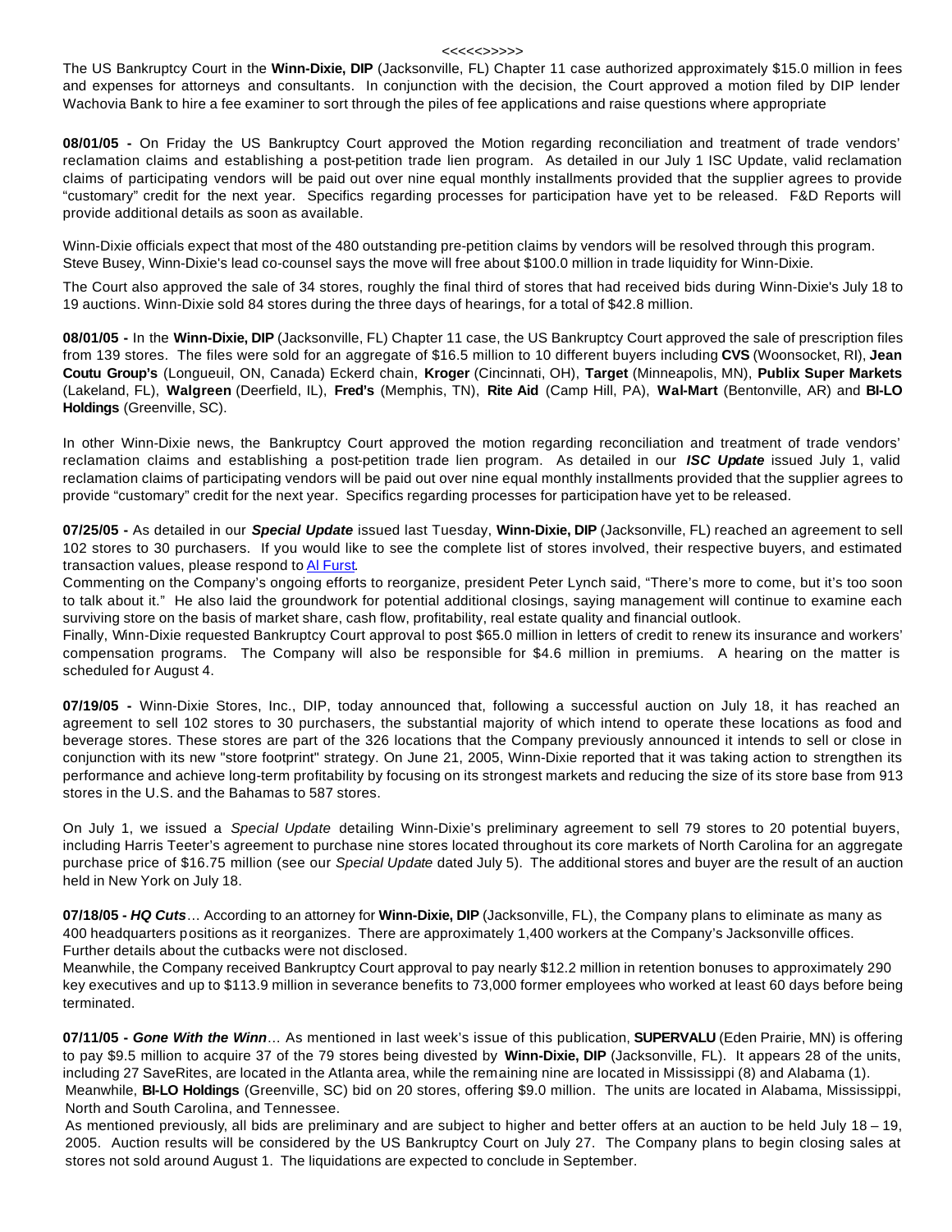<<<<<>>>>>

The US Bankruptcy Court in the **Winn-Dixie, DIP** (Jacksonville, FL) Chapter 11 case authorized approximately $15.0 million in fees and expenses for attorneys and consultants. In conjunction with the decision, the Court approved a motion filed by DIP lender Wachovia Bank to hire a fee examiner to sort through the piles of fee applications and raise questions where appropriate

**08/01/05 -** On Friday the US Bankruptcy Court approved the Motion regarding reconciliation and treatment of trade vendors' reclamation claims and establishing a post-petition trade lien program. As detailed in our July 1 ISC Update, valid reclamation claims of participating vendors will be paid out over nine equal monthly installments provided that the supplier agrees to provide "customary" credit for the next year. Specifics regarding processes for participation have yet to be released. F&D Reports will provide additional details as soon as available.

Winn-Dixie officials expect that most of the 480 outstanding pre-petition claims by vendors will be resolved through this program. Steve Busey, Winn-Dixie's lead co-counsel says the move will free about $100.0 million in trade liquidity for Winn-Dixie.

The Court also approved the sale of 34 stores, roughly the final third of stores that had received bids during Winn-Dixie's July 18 to 19 auctions. Winn-Dixie sold 84 stores during the three days of hearings, for a total of $42.8 million.

**08/01/05 -** In the **Winn-Dixie, DIP** (Jacksonville, FL) Chapter 11 case, the US Bankruptcy Court approved the sale of prescription files from 139 stores. The files were sold for an aggregate of $16.5 million to 10 different buyers including **CVS** (Woonsocket, RI), **Jean Coutu Group's** (Longueuil, ON, Canada) Eckerd chain, **Kroger** (Cincinnati, OH), **Target** (Minneapolis, MN), **Publix Super Markets** (Lakeland, FL), **Walgreen** (Deerfield, IL), **Fred's** (Memphis, TN), **Rite Aid** (Camp Hill, PA), **Wal-Mart** (Bentonville, AR) and **BI-LO Holdings** (Greenville, SC).

In other Winn-Dixie news, the Bankruptcy Court approved the motion regarding reconciliation and treatment of trade vendors' reclamation claims and establishing a post-petition trade lien program. As detailed in our ***ISC Update*** issued July 1, valid reclamation claims of participating vendors will be paid out over nine equal monthly installments provided that the supplier agrees to provide "customary" credit for the next year. Specifics regarding processes for participation have yet to be released.

**07/25/05 -** As detailed in our ***Special Update*** issued last Tuesday, **Winn-Dixie, DIP** (Jacksonville, FL) reached an agreement to sell 102 stores to 30 purchasers. If you would like to see the complete list of stores involved, their respective buyers, and estimated transaction values, please respond to Al Furst.

Commenting on the Company's ongoing efforts to reorganize, president Peter Lynch said, "There's more to come, but it's too soon to talk about it." He also laid the groundwork for potential additional closings, saying management will continue to examine each surviving store on the basis of market share, cash flow, profitability, real estate quality and financial outlook.

Finally, Winn-Dixie requested Bankruptcy Court approval to post $65.0 million in letters of credit to renew its insurance and workers' compensation programs. The Company will also be responsible for $4.6 million in premiums. A hearing on the matter is scheduled for August 4.

**07/19/05 -** Winn-Dixie Stores, Inc., DIP, today announced that, following a successful auction on July 18, it has reached an agreement to sell 102 stores to 30 purchasers, the substantial majority of which intend to operate these locations as food and beverage stores. These stores are part of the 326 locations that the Company previously announced it intends to sell or close in conjunction with its new "store footprint" strategy. On June 21, 2005, Winn-Dixie reported that it was taking action to strengthen its performance and achieve long-term profitability by focusing on its strongest markets and reducing the size of its store base from 913 stores in the U.S. and the Bahamas to 587 stores.

On July 1, we issued a *Special Update* detailing Winn-Dixie's preliminary agreement to sell 79 stores to 20 potential buyers, including Harris Teeter's agreement to purchase nine stores located throughout its core markets of North Carolina for an aggregate purchase price of $16.75 million (see our *Special Update* dated July 5). The additional stores and buyer are the result of an auction held in New York on July 18.

**07/18/05 - *HQ Cuts***… According to an attorney for **Winn-Dixie, DIP** (Jacksonville, FL), the Company plans to eliminate as many as 400 headquarters positions as it reorganizes. There are approximately 1,400 workers at the Company's Jacksonville offices. Further details about the cutbacks were not disclosed.

Meanwhile, the Company received Bankruptcy Court approval to pay nearly $12.2 million in retention bonuses to approximately 290 key executives and up to $113.9 million in severance benefits to 73,000 former employees who worked at least 60 days before being terminated.

**07/11/05 - *Gone With the Winn***… As mentioned in last week's issue of this publication, **SUPERVALU** (Eden Prairie, MN) is offering to pay $9.5 million to acquire 37 of the 79 stores being divested by **Winn-Dixie, DIP** (Jacksonville, FL). It appears 28 of the units, including 27 SaveRites, are located in the Atlanta area, while the remaining nine are located in Mississippi (8) and Alabama (1).

Meanwhile, **BI-LO Holdings** (Greenville, SC) bid on 20 stores, offering $9.0 million. The units are located in Alabama, Mississippi, North and South Carolina, and Tennessee.

As mentioned previously, all bids are preliminary and are subject to higher and better offers at an auction to be held July 18 – 19, 2005. Auction results will be considered by the US Bankruptcy Court on July 27. The Company plans to begin closing sales at stores not sold around August 1. The liquidations are expected to conclude in September.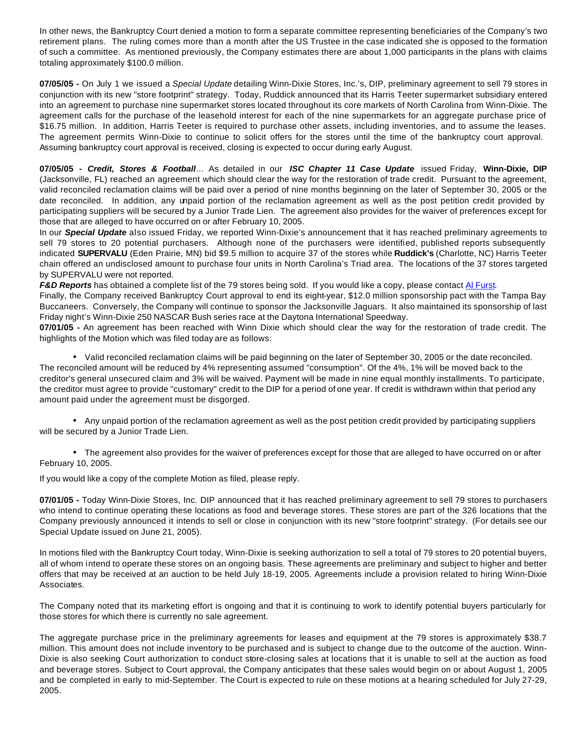In other news, the Bankruptcy Court denied a motion to form a separate committee representing beneficiaries of the Company's two retirement plans. The ruling comes more than a month after the US Trustee in the case indicated she is opposed to the formation of such a committee. As mentioned previously, the Company estimates there are about 1,000 participants in the plans with claims totaling approximately $100.0 million.

**07/05/05 -** On July 1 we issued a *Special Update* detailing Winn-Dixie Stores, Inc.'s, DIP, preliminary agreement to sell 79 stores in conjunction with its new "store footprint" strategy. Today, Ruddick announced that its Harris Teeter supermarket subsidiary entered into an agreement to purchase nine supermarket stores located throughout its core markets of North Carolina from Winn-Dixie. The agreement calls for the purchase of the leasehold interest for each of the nine supermarkets for an aggregate purchase price of $16.75 million. In addition, Harris Teeter is required to purchase other assets, including inventories, and to assume the leases. The agreement permits Winn-Dixie to continue to solicit offers for the stores until the time of the bankruptcy court approval. Assuming bankruptcy court approval is received, closing is expected to occur during early August.

**07/05/05 -** ***Credit, Stores & Football***… As detailed in our ***ISC Chapter 11 Case Update*** issued Friday, **Winn-Dixie, DIP** (Jacksonville, FL) reached an agreement which should clear the way for the restoration of trade credit. Pursuant to the agreement, valid reconciled reclamation claims will be paid over a period of nine months beginning on the later of September 30, 2005 or the date reconciled. In addition, any unpaid portion of the reclamation agreement as well as the post petition credit provided by participating suppliers will be secured by a Junior Trade Lien. The agreement also provides for the waiver of preferences except for those that are alleged to have occurred on or after February 10, 2005.

In our ***Special Update*** also issued Friday, we reported Winn-Dixie's announcement that it has reached preliminary agreements to sell 79 stores to 20 potential purchasers. Although none of the purchasers were identified, published reports subsequently indicated **SUPERVALU** (Eden Prairie, MN) bid $9.5 million to acquire 37 of the stores while **Ruddick's** (Charlotte, NC) Harris Teeter chain offered an undisclosed amount to purchase four units in North Carolina's Triad area. The locations of the 37 stores targeted by SUPERVALU were not reported.

***F&D Reports*** has obtained a complete list of the 79 stores being sold. If you would like a copy, please contact Al Furst.

Finally, the Company received Bankruptcy Court approval to end its eight-year, $12.0 million sponsorship pact with the Tampa Bay Buccaneers. Conversely, the Company will continue to sponsor the Jacksonville Jaguars. It also maintained its sponsorship of last Friday night's Winn-Dixie 250 NASCAR Bush series race at the Daytona International Speedway.

**07/01/05 -** An agreement has been reached with Winn Dixie which should clear the way for the restoration of trade credit. The highlights of the Motion which was filed today are as follows:

- Valid reconciled reclamation claims will be paid beginning on the later of September 30, 2005 or the date reconciled. The reconciled amount will be reduced by 4% representing assumed "consumption". Of the 4%, 1% will be moved back to the creditor's general unsecured claim and 3% will be waived. Payment will be made in nine equal monthly installments. To participate, the creditor must agree to provide "customary" credit to the DIP for a period of one year. If credit is withdrawn within that period any amount paid under the agreement must be disgorged.

- Any unpaid portion of the reclamation agreement as well as the post petition credit provided by participating suppliers will be secured by a Junior Trade Lien.

- The agreement also provides for the waiver of preferences except for those that are alleged to have occurred on or after February 10, 2005.

If you would like a copy of the complete Motion as filed, please reply.

**07/01/05 -** Today Winn-Dixie Stores, Inc. DIP announced that it has reached preliminary agreement to sell 79 stores to purchasers who intend to continue operating these locations as food and beverage stores. These stores are part of the 326 locations that the Company previously announced it intends to sell or close in conjunction with its new "store footprint" strategy. (For details see our Special Update issued on June 21, 2005).

In motions filed with the Bankruptcy Court today, Winn-Dixie is seeking authorization to sell a total of 79 stores to 20 potential buyers, all of whom intend to operate these stores on an ongoing basis. These agreements are preliminary and subject to higher and better offers that may be received at an auction to be held July 18-19, 2005. Agreements include a provision related to hiring Winn-Dixie Associates.

The Company noted that its marketing effort is ongoing and that it is continuing to work to identify potential buyers particularly for those stores for which there is currently no sale agreement.

The aggregate purchase price in the preliminary agreements for leases and equipment at the 79 stores is approximately $38.7 million. This amount does not include inventory to be purchased and is subject to change due to the outcome of the auction. Winn-Dixie is also seeking Court authorization to conduct store-closing sales at locations that it is unable to sell at the auction as food and beverage stores. Subject to Court approval, the Company anticipates that these sales would begin on or about August 1, 2005 and be completed in early to mid-September. The Court is expected to rule on these motions at a hearing scheduled for July 27-29, 2005.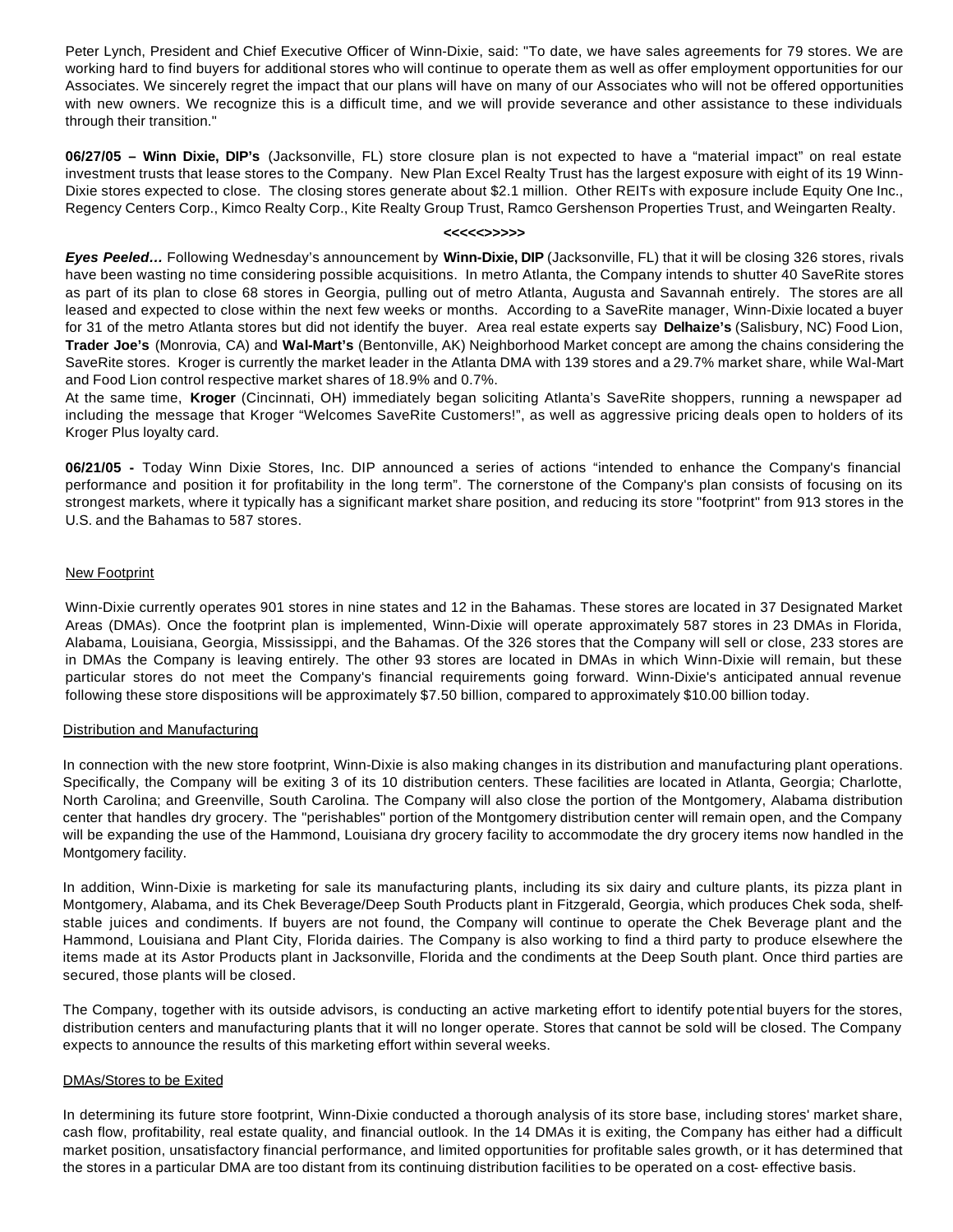Peter Lynch, President and Chief Executive Officer of Winn-Dixie, said: "To date, we have sales agreements for 79 stores. We are working hard to find buyers for additional stores who will continue to operate them as well as offer employment opportunities for our Associates. We sincerely regret the impact that our plans will have on many of our Associates who will not be offered opportunities with new owners. We recognize this is a difficult time, and we will provide severance and other assistance to these individuals through their transition."

**06/27/05 – Winn Dixie, DIP's** (Jacksonville, FL) store closure plan is not expected to have a "material impact" on real estate investment trusts that lease stores to the Company. New Plan Excel Realty Trust has the largest exposure with eight of its 19 Winn-Dixie stores expected to close. The closing stores generate about $2.1 million. Other REITs with exposure include Equity One Inc., Regency Centers Corp., Kimco Realty Corp., Kite Realty Group Trust, Ramco Gershenson Properties Trust, and Weingarten Realty.

**<<<<<>>>>>**

***Eyes Peeled…*** Following Wednesday's announcement by **Winn-Dixie, DIP** (Jacksonville, FL) that it will be closing 326 stores, rivals have been wasting no time considering possible acquisitions. In metro Atlanta, the Company intends to shutter 40 SaveRite stores as part of its plan to close 68 stores in Georgia, pulling out of metro Atlanta, Augusta and Savannah entirely. The stores are all leased and expected to close within the next few weeks or months. According to a SaveRite manager, Winn-Dixie located a buyer for 31 of the metro Atlanta stores but did not identify the buyer. Area real estate experts say **Delhaize's** (Salisbury, NC) Food Lion, **Trader Joe's** (Monrovia, CA) and **Wal-Mart's** (Bentonville, AK) Neighborhood Market concept are among the chains considering the SaveRite stores. Kroger is currently the market leader in the Atlanta DMA with 139 stores and a 29.7% market share, while Wal-Mart and Food Lion control respective market shares of 18.9% and 0.7%.

At the same time, **Kroger** (Cincinnati, OH) immediately began soliciting Atlanta's SaveRite shoppers, running a newspaper ad including the message that Kroger "Welcomes SaveRite Customers!", as well as aggressive pricing deals open to holders of its Kroger Plus loyalty card.

**06/21/05 -** Today Winn Dixie Stores, Inc. DIP announced a series of actions "intended to enhance the Company's financial performance and position it for profitability in the long term". The cornerstone of the Company's plan consists of focusing on its strongest markets, where it typically has a significant market share position, and reducing its store "footprint" from 913 stores in the U.S. and the Bahamas to 587 stores.

New Footprint

Winn-Dixie currently operates 901 stores in nine states and 12 in the Bahamas. These stores are located in 37 Designated Market Areas (DMAs). Once the footprint plan is implemented, Winn-Dixie will operate approximately 587 stores in 23 DMAs in Florida, Alabama, Louisiana, Georgia, Mississippi, and the Bahamas. Of the 326 stores that the Company will sell or close, 233 stores are in DMAs the Company is leaving entirely. The other 93 stores are located in DMAs in which Winn-Dixie will remain, but these particular stores do not meet the Company's financial requirements going forward. Winn-Dixie's anticipated annual revenue following these store dispositions will be approximately $7.50 billion, compared to approximately $10.00 billion today.

Distribution and Manufacturing

In connection with the new store footprint, Winn-Dixie is also making changes in its distribution and manufacturing plant operations. Specifically, the Company will be exiting 3 of its 10 distribution centers. These facilities are located in Atlanta, Georgia; Charlotte, North Carolina; and Greenville, South Carolina. The Company will also close the portion of the Montgomery, Alabama distribution center that handles dry grocery. The "perishables" portion of the Montgomery distribution center will remain open, and the Company will be expanding the use of the Hammond, Louisiana dry grocery facility to accommodate the dry grocery items now handled in the Montgomery facility.

In addition, Winn-Dixie is marketing for sale its manufacturing plants, including its six dairy and culture plants, its pizza plant in Montgomery, Alabama, and its Chek Beverage/Deep South Products plant in Fitzgerald, Georgia, which produces Chek soda, shelf-stable juices and condiments. If buyers are not found, the Company will continue to operate the Chek Beverage plant and the Hammond, Louisiana and Plant City, Florida dairies. The Company is also working to find a third party to produce elsewhere the items made at its Astor Products plant in Jacksonville, Florida and the condiments at the Deep South plant. Once third parties are secured, those plants will be closed.

The Company, together with its outside advisors, is conducting an active marketing effort to identify potential buyers for the stores, distribution centers and manufacturing plants that it will no longer operate. Stores that cannot be sold will be closed. The Company expects to announce the results of this marketing effort within several weeks.

DMAs/Stores to be Exited

In determining its future store footprint, Winn-Dixie conducted a thorough analysis of its store base, including stores' market share, cash flow, profitability, real estate quality, and financial outlook. In the 14 DMAs it is exiting, the Company has either had a difficult market position, unsatisfactory financial performance, and limited opportunities for profitable sales growth, or it has determined that the stores in a particular DMA are too distant from its continuing distribution facilities to be operated on a cost- effective basis.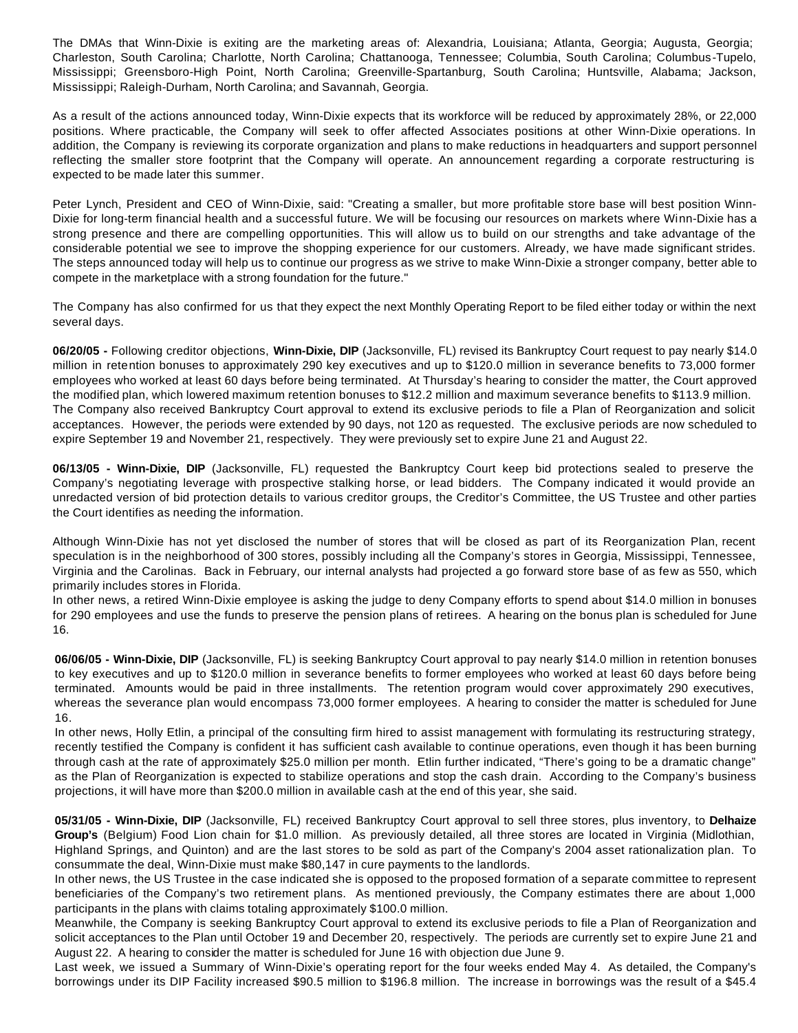The DMAs that Winn-Dixie is exiting are the marketing areas of: Alexandria, Louisiana; Atlanta, Georgia; Augusta, Georgia; Charleston, South Carolina; Charlotte, North Carolina; Chattanooga, Tennessee; Columbia, South Carolina; Columbus-Tupelo, Mississippi; Greensboro-High Point, North Carolina; Greenville-Spartanburg, South Carolina; Huntsville, Alabama; Jackson, Mississippi; Raleigh-Durham, North Carolina; and Savannah, Georgia.

As a result of the actions announced today, Winn-Dixie expects that its workforce will be reduced by approximately 28%, or 22,000 positions. Where practicable, the Company will seek to offer affected Associates positions at other Winn-Dixie operations. In addition, the Company is reviewing its corporate organization and plans to make reductions in headquarters and support personnel reflecting the smaller store footprint that the Company will operate. An announcement regarding a corporate restructuring is expected to be made later this summer.

Peter Lynch, President and CEO of Winn-Dixie, said: "Creating a smaller, but more profitable store base will best position Winn-Dixie for long-term financial health and a successful future. We will be focusing our resources on markets where Winn-Dixie has a strong presence and there are compelling opportunities. This will allow us to build on our strengths and take advantage of the considerable potential we see to improve the shopping experience for our customers. Already, we have made significant strides. The steps announced today will help us to continue our progress as we strive to make Winn-Dixie a stronger company, better able to compete in the marketplace with a strong foundation for the future."

The Company has also confirmed for us that they expect the next Monthly Operating Report to be filed either today or within the next several days.

**06/20/05 -** Following creditor objections, **Winn-Dixie, DIP** (Jacksonville, FL) revised its Bankruptcy Court request to pay nearly $14.0 million in retention bonuses to approximately 290 key executives and up to $120.0 million in severance benefits to 73,000 former employees who worked at least 60 days before being terminated. At Thursday's hearing to consider the matter, the Court approved the modified plan, which lowered maximum retention bonuses to $12.2 million and maximum severance benefits to $113.9 million. The Company also received Bankruptcy Court approval to extend its exclusive periods to file a Plan of Reorganization and solicit acceptances. However, the periods were extended by 90 days, not 120 as requested. The exclusive periods are now scheduled to expire September 19 and November 21, respectively. They were previously set to expire June 21 and August 22.

**06/13/05 - Winn-Dixie, DIP** (Jacksonville, FL) requested the Bankruptcy Court keep bid protections sealed to preserve the Company's negotiating leverage with prospective stalking horse, or lead bidders. The Company indicated it would provide an unredacted version of bid protection details to various creditor groups, the Creditor's Committee, the US Trustee and other parties the Court identifies as needing the information.

Although Winn-Dixie has not yet disclosed the number of stores that will be closed as part of its Reorganization Plan, recent speculation is in the neighborhood of 300 stores, possibly including all the Company's stores in Georgia, Mississippi, Tennessee, Virginia and the Carolinas. Back in February, our internal analysts had projected a go forward store base of as few as 550, which primarily includes stores in Florida.

In other news, a retired Winn-Dixie employee is asking the judge to deny Company efforts to spend about $14.0 million in bonuses for 290 employees and use the funds to preserve the pension plans of retirees. A hearing on the bonus plan is scheduled for June 16.

**06/06/05 - Winn-Dixie, DIP** (Jacksonville, FL) is seeking Bankruptcy Court approval to pay nearly $14.0 million in retention bonuses to key executives and up to $120.0 million in severance benefits to former employees who worked at least 60 days before being terminated. Amounts would be paid in three installments. The retention program would cover approximately 290 executives, whereas the severance plan would encompass 73,000 former employees. A hearing to consider the matter is scheduled for June 16.

In other news, Holly Etlin, a principal of the consulting firm hired to assist management with formulating its restructuring strategy, recently testified the Company is confident it has sufficient cash available to continue operations, even though it has been burning through cash at the rate of approximately $25.0 million per month. Etlin further indicated, "There's going to be a dramatic change" as the Plan of Reorganization is expected to stabilize operations and stop the cash drain. According to the Company's business projections, it will have more than $200.0 million in available cash at the end of this year, she said.

**05/31/05 - Winn-Dixie, DIP** (Jacksonville, FL) received Bankruptcy Court approval to sell three stores, plus inventory, to **Delhaize Group's** (Belgium) Food Lion chain for $1.0 million. As previously detailed, all three stores are located in Virginia (Midlothian, Highland Springs, and Quinton) and are the last stores to be sold as part of the Company's 2004 asset rationalization plan. To consummate the deal, Winn-Dixie must make $80,147 in cure payments to the landlords.

In other news, the US Trustee in the case indicated she is opposed to the proposed formation of a separate committee to represent beneficiaries of the Company's two retirement plans. As mentioned previously, the Company estimates there are about 1,000 participants in the plans with claims totaling approximately $100.0 million.

Meanwhile, the Company is seeking Bankruptcy Court approval to extend its exclusive periods to file a Plan of Reorganization and solicit acceptances to the Plan until October 19 and December 20, respectively. The periods are currently set to expire June 21 and August 22. A hearing to consider the matter is scheduled for June 16 with objection due June 9.

Last week, we issued a Summary of Winn-Dixie's operating report for the four weeks ended May 4. As detailed, the Company's borrowings under its DIP Facility increased $90.5 million to $196.8 million. The increase in borrowings was the result of a $45.4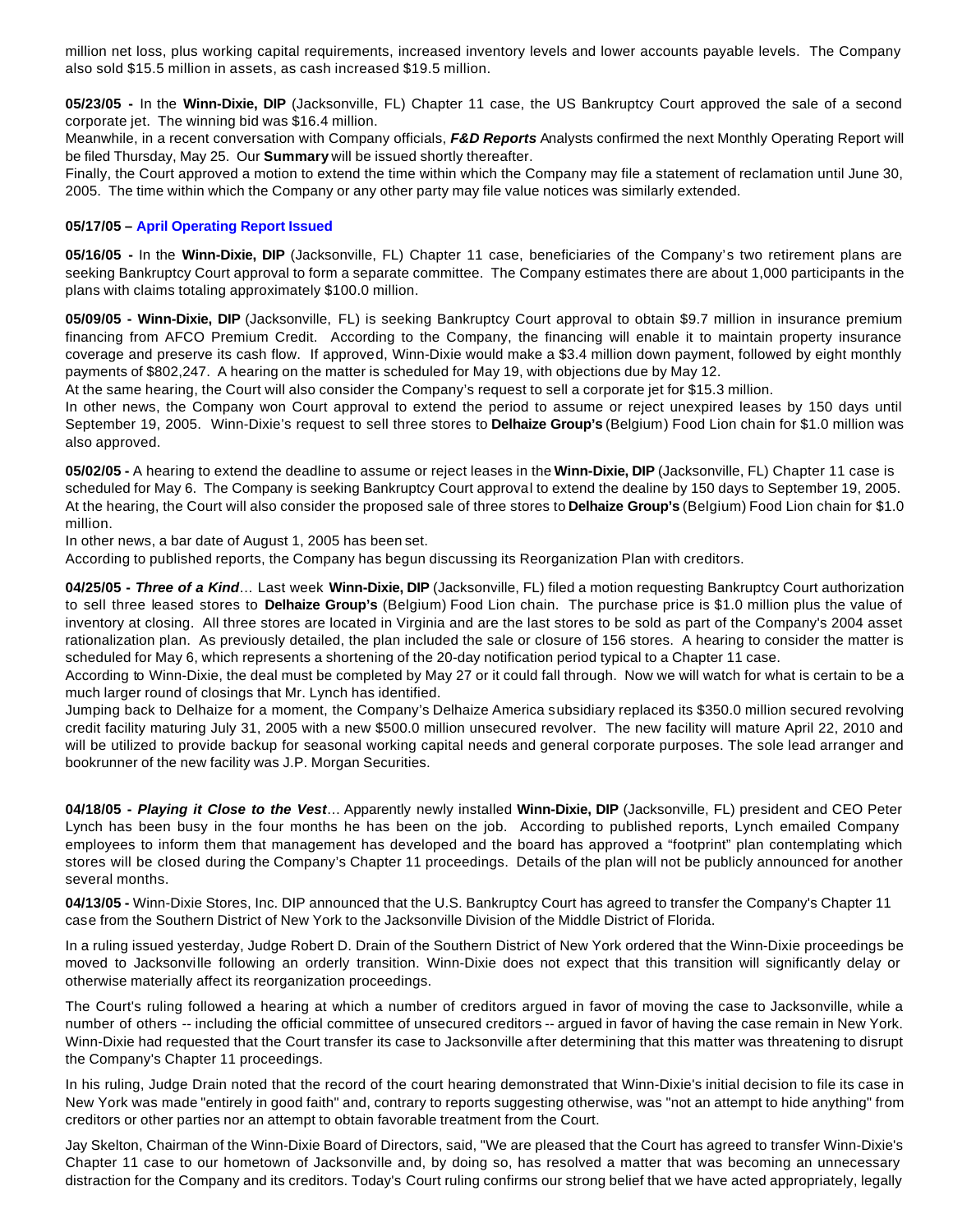million net loss, plus working capital requirements, increased inventory levels and lower accounts payable levels. The Company also sold $15.5 million in assets, as cash increased $19.5 million.

**05/23/05 -** In the **Winn-Dixie, DIP** (Jacksonville, FL) Chapter 11 case, the US Bankruptcy Court approved the sale of a second corporate jet. The winning bid was $16.4 million.

Meanwhile, in a recent conversation with Company officials, ***F&D Reports*** Analysts confirmed the next Monthly Operating Report will be filed Thursday, May 25. Our **Summary** will be issued shortly thereafter.

Finally, the Court approved a motion to extend the time within which the Company may file a statement of reclamation until June 30, 2005. The time within which the Company or any other party may file value notices was similarly extended.

**05/17/05 – April Operating Report Issued**

**05/16/05 -** In the **Winn-Dixie, DIP** (Jacksonville, FL) Chapter 11 case, beneficiaries of the Company's two retirement plans are seeking Bankruptcy Court approval to form a separate committee. The Company estimates there are about 1,000 participants in the plans with claims totaling approximately $100.0 million.

**05/09/05 - Winn-Dixie, DIP** (Jacksonville, FL) is seeking Bankruptcy Court approval to obtain $9.7 million in insurance premium financing from AFCO Premium Credit. According to the Company, the financing will enable it to maintain property insurance coverage and preserve its cash flow. If approved, Winn-Dixie would make a $3.4 million down payment, followed by eight monthly payments of $802,247. A hearing on the matter is scheduled for May 19, with objections due by May 12.

At the same hearing, the Court will also consider the Company's request to sell a corporate jet for $15.3 million.

In other news, the Company won Court approval to extend the period to assume or reject unexpired leases by 150 days until September 19, 2005. Winn-Dixie's request to sell three stores to **Delhaize Group's** (Belgium) Food Lion chain for $1.0 million was also approved.

**05/02/05 -** A hearing to extend the deadline to assume or reject leases in the **Winn-Dixie, DIP** (Jacksonville, FL) Chapter 11 case is scheduled for May 6. The Company is seeking Bankruptcy Court approval to extend the dealine by 150 days to September 19, 2005. At the hearing, the Court will also consider the proposed sale of three stores to **Delhaize Group's** (Belgium) Food Lion chain for $1.0 million.

In other news, a bar date of August 1, 2005 has been set.

According to published reports, the Company has begun discussing its Reorganization Plan with creditors.

**04/25/05 - *Three of a Kind*…** Last week **Winn-Dixie, DIP** (Jacksonville, FL) filed a motion requesting Bankruptcy Court authorization to sell three leased stores to **Delhaize Group's** (Belgium) Food Lion chain. The purchase price is $1.0 million plus the value of inventory at closing. All three stores are located in Virginia and are the last stores to be sold as part of the Company's 2004 asset rationalization plan. As previously detailed, the plan included the sale or closure of 156 stores. A hearing to consider the matter is scheduled for May 6, which represents a shortening of the 20-day notification period typical to a Chapter 11 case.

According to Winn-Dixie, the deal must be completed by May 27 or it could fall through. Now we will watch for what is certain to be a much larger round of closings that Mr. Lynch has identified.

Jumping back to Delhaize for a moment, the Company's Delhaize America subsidiary replaced its $350.0 million secured revolving credit facility maturing July 31, 2005 with a new $500.0 million unsecured revolver. The new facility will mature April 22, 2010 and will be utilized to provide backup for seasonal working capital needs and general corporate purposes. The sole lead arranger and bookrunner of the new facility was J.P. Morgan Securities.

**04/18/05 - *Playing it Close to the Vest*…** Apparently newly installed **Winn-Dixie, DIP** (Jacksonville, FL) president and CEO Peter Lynch has been busy in the four months he has been on the job. According to published reports, Lynch emailed Company employees to inform them that management has developed and the board has approved a "footprint" plan contemplating which stores will be closed during the Company's Chapter 11 proceedings. Details of the plan will not be publicly announced for another several months.

**04/13/05 -** Winn-Dixie Stores, Inc. DIP announced that the U.S. Bankruptcy Court has agreed to transfer the Company's Chapter 11 case from the Southern District of New York to the Jacksonville Division of the Middle District of Florida.

In a ruling issued yesterday, Judge Robert D. Drain of the Southern District of New York ordered that the Winn-Dixie proceedings be moved to Jacksonville following an orderly transition. Winn-Dixie does not expect that this transition will significantly delay or otherwise materially affect its reorganization proceedings.

The Court's ruling followed a hearing at which a number of creditors argued in favor of moving the case to Jacksonville, while a number of others -- including the official committee of unsecured creditors -- argued in favor of having the case remain in New York. Winn-Dixie had requested that the Court transfer its case to Jacksonville after determining that this matter was threatening to disrupt the Company's Chapter 11 proceedings.

In his ruling, Judge Drain noted that the record of the court hearing demonstrated that Winn-Dixie's initial decision to file its case in New York was made "entirely in good faith" and, contrary to reports suggesting otherwise, was "not an attempt to hide anything" from creditors or other parties nor an attempt to obtain favorable treatment from the Court.

Jay Skelton, Chairman of the Winn-Dixie Board of Directors, said, "We are pleased that the Court has agreed to transfer Winn-Dixie's Chapter 11 case to our hometown of Jacksonville and, by doing so, has resolved a matter that was becoming an unnecessary distraction for the Company and its creditors. Today's Court ruling confirms our strong belief that we have acted appropriately, legally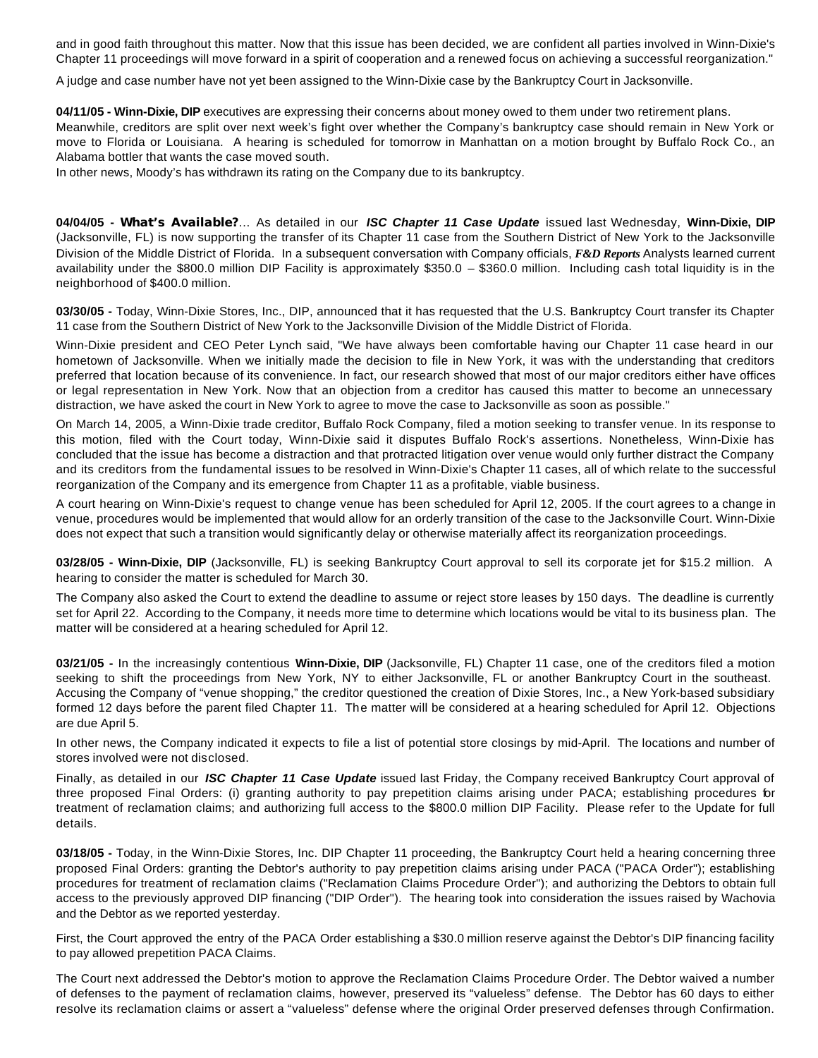and in good faith throughout this matter. Now that this issue has been decided, we are confident all parties involved in Winn-Dixie's Chapter 11 proceedings will move forward in a spirit of cooperation and a renewed focus on achieving a successful reorganization."

A judge and case number have not yet been assigned to the Winn-Dixie case by the Bankruptcy Court in Jacksonville.

**04/11/05 - Winn-Dixie, DIP** executives are expressing their concerns about money owed to them under two retirement plans. Meanwhile, creditors are split over next week's fight over whether the Company's bankruptcy case should remain in New York or move to Florida or Louisiana. A hearing is scheduled for tomorrow in Manhattan on a motion brought by Buffalo Rock Co., an Alabama bottler that wants the case moved south.

In other news, Moody's has withdrawn its rating on the Company due to its bankruptcy.

**04/04/05 - What's Available?**... As detailed in our ***ISC Chapter 11 Case Update*** issued last Wednesday, **Winn-Dixie, DIP** (Jacksonville, FL) is now supporting the transfer of its Chapter 11 case from the Southern District of New York to the Jacksonville Division of the Middle District of Florida. In a subsequent conversation with Company officials, ***F&D Reports*** Analysts learned current availability under the \$800.0 million DIP Facility is approximately \$350.0 – \$360.0 million. Including cash total liquidity is in the neighborhood of \$400.0 million.

**03/30/05 -** Today, Winn-Dixie Stores, Inc., DIP, announced that it has requested that the U.S. Bankruptcy Court transfer its Chapter 11 case from the Southern District of New York to the Jacksonville Division of the Middle District of Florida.

Winn-Dixie president and CEO Peter Lynch said, "We have always been comfortable having our Chapter 11 case heard in our hometown of Jacksonville. When we initially made the decision to file in New York, it was with the understanding that creditors preferred that location because of its convenience. In fact, our research showed that most of our major creditors either have offices or legal representation in New York. Now that an objection from a creditor has caused this matter to become an unnecessary distraction, we have asked the court in New York to agree to move the case to Jacksonville as soon as possible."

On March 14, 2005, a Winn-Dixie trade creditor, Buffalo Rock Company, filed a motion seeking to transfer venue. In its response to this motion, filed with the Court today, Winn-Dixie said it disputes Buffalo Rock's assertions. Nonetheless, Winn-Dixie has concluded that the issue has become a distraction and that protracted litigation over venue would only further distract the Company and its creditors from the fundamental issues to be resolved in Winn-Dixie's Chapter 11 cases, all of which relate to the successful reorganization of the Company and its emergence from Chapter 11 as a profitable, viable business.

A court hearing on Winn-Dixie's request to change venue has been scheduled for April 12, 2005. If the court agrees to a change in venue, procedures would be implemented that would allow for an orderly transition of the case to the Jacksonville Court. Winn-Dixie does not expect that such a transition would significantly delay or otherwise materially affect its reorganization proceedings.

**03/28/05 - Winn-Dixie, DIP** (Jacksonville, FL) is seeking Bankruptcy Court approval to sell its corporate jet for \$15.2 million. A hearing to consider the matter is scheduled for March 30.

The Company also asked the Court to extend the deadline to assume or reject store leases by 150 days. The deadline is currently set for April 22. According to the Company, it needs more time to determine which locations would be vital to its business plan. The matter will be considered at a hearing scheduled for April 12.

**03/21/05 -** In the increasingly contentious **Winn-Dixie, DIP** (Jacksonville, FL) Chapter 11 case, one of the creditors filed a motion seeking to shift the proceedings from New York, NY to either Jacksonville, FL or another Bankruptcy Court in the southeast. Accusing the Company of "venue shopping," the creditor questioned the creation of Dixie Stores, Inc., a New York-based subsidiary formed 12 days before the parent filed Chapter 11. The matter will be considered at a hearing scheduled for April 12. Objections are due April 5.

In other news, the Company indicated it expects to file a list of potential store closings by mid-April. The locations and number of stores involved were not disclosed.

Finally, as detailed in our ***ISC Chapter 11 Case Update*** issued last Friday, the Company received Bankruptcy Court approval of three proposed Final Orders: (i) granting authority to pay prepetition claims arising under PACA; establishing procedures for treatment of reclamation claims; and authorizing full access to the \$800.0 million DIP Facility. Please refer to the Update for full details.

**03/18/05 -** Today, in the Winn-Dixie Stores, Inc. DIP Chapter 11 proceeding, the Bankruptcy Court held a hearing concerning three proposed Final Orders: granting the Debtor's authority to pay prepetition claims arising under PACA ("PACA Order"); establishing procedures for treatment of reclamation claims ("Reclamation Claims Procedure Order"); and authorizing the Debtors to obtain full access to the previously approved DIP financing ("DIP Order"). The hearing took into consideration the issues raised by Wachovia and the Debtor as we reported yesterday.

First, the Court approved the entry of the PACA Order establishing a \$30.0 million reserve against the Debtor's DIP financing facility to pay allowed prepetition PACA Claims.

The Court next addressed the Debtor's motion to approve the Reclamation Claims Procedure Order. The Debtor waived a number of defenses to the payment of reclamation claims, however, preserved its "valueless" defense. The Debtor has 60 days to either resolve its reclamation claims or assert a "valueless" defense where the original Order preserved defenses through Confirmation.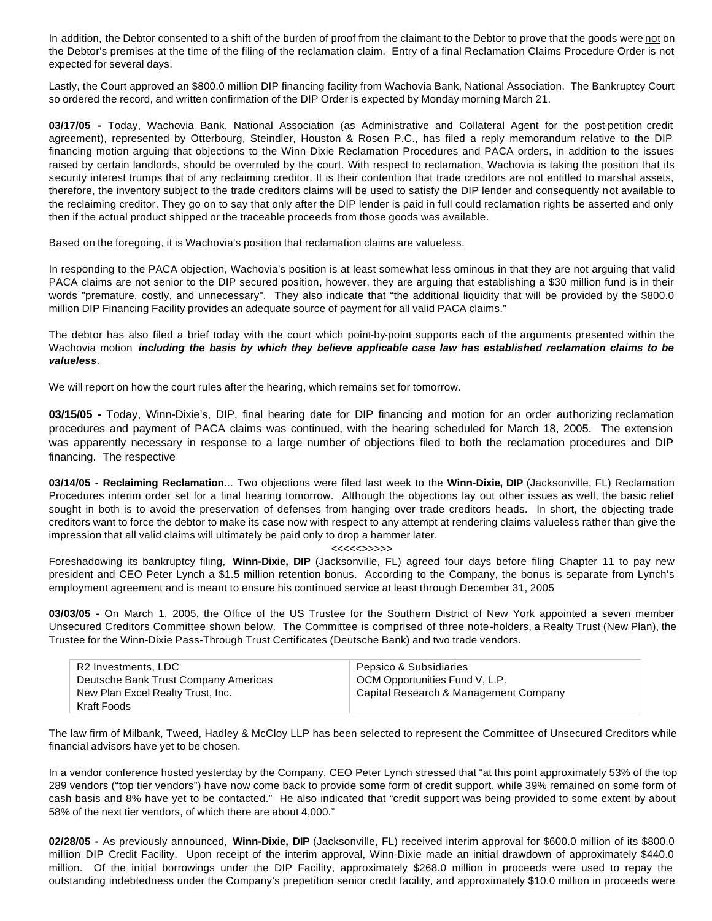In addition, the Debtor consented to a shift of the burden of proof from the claimant to the Debtor to prove that the goods were not on the Debtor's premises at the time of the filing of the reclamation claim. Entry of a final Reclamation Claims Procedure Order is not expected for several days.

Lastly, the Court approved an $800.0 million DIP financing facility from Wachovia Bank, National Association. The Bankruptcy Court so ordered the record, and written confirmation of the DIP Order is expected by Monday morning March 21.

**03/17/05 -** Today, Wachovia Bank, National Association (as Administrative and Collateral Agent for the post-petition credit agreement), represented by Otterbourg, Steindler, Houston & Rosen P.C., has filed a reply memorandum relative to the DIP financing motion arguing that objections to the Winn Dixie Reclamation Procedures and PACA orders, in addition to the issues raised by certain landlords, should be overruled by the court. With respect to reclamation, Wachovia is taking the position that its security interest trumps that of any reclaiming creditor. It is their contention that trade creditors are not entitled to marshal assets, therefore, the inventory subject to the trade creditors claims will be used to satisfy the DIP lender and consequently not available to the reclaiming creditor. They go on to say that only after the DIP lender is paid in full could reclamation rights be asserted and only then if the actual product shipped or the traceable proceeds from those goods was available.

Based on the foregoing, it is Wachovia's position that reclamation claims are valueless.

In responding to the PACA objection, Wachovia's position is at least somewhat less ominous in that they are not arguing that valid PACA claims are not senior to the DIP secured position, however, they are arguing that establishing a $30 million fund is in their words "premature, costly, and unnecessary". They also indicate that "the additional liquidity that will be provided by the $800.0 million DIP Financing Facility provides an adequate source of payment for all valid PACA claims."

The debtor has also filed a brief today with the court which point-by-point supports each of the arguments presented within the Wachovia motion ***including the basis by which they believe applicable case law has established reclamation claims to be valueless***.

We will report on how the court rules after the hearing, which remains set for tomorrow.

**03/15/05 -** Today, Winn-Dixie's, DIP, final hearing date for DIP financing and motion for an order authorizing reclamation procedures and payment of PACA claims was continued, with the hearing scheduled for March 18, 2005. The extension was apparently necessary in response to a large number of objections filed to both the reclamation procedures and DIP financing. The respective

**03/14/05 - Reclaiming Reclamation**... Two objections were filed last week to the **Winn-Dixie, DIP** (Jacksonville, FL) Reclamation Procedures interim order set for a final hearing tomorrow. Although the objections lay out other issues as well, the basic relief sought in both is to avoid the preservation of defenses from hanging over trade creditors heads. In short, the objecting trade creditors want to force the debtor to make its case now with respect to any attempt at rendering claims valueless rather than give the impression that all valid claims will ultimately be paid only to drop a hammer later.

<<<<<>>>>>

Foreshadowing its bankruptcy filing, **Winn-Dixie, DIP** (Jacksonville, FL) agreed four days before filing Chapter 11 to pay new president and CEO Peter Lynch a $1.5 million retention bonus. According to the Company, the bonus is separate from Lynch's employment agreement and is meant to ensure his continued service at least through December 31, 2005

**03/03/05 -** On March 1, 2005, the Office of the US Trustee for the Southern District of New York appointed a seven member Unsecured Creditors Committee shown below. The Committee is comprised of three note-holders, a Realty Trust (New Plan), the Trustee for the Winn-Dixie Pass-Through Trust Certificates (Deutsche Bank) and two trade vendors.

| | |
|---|---|
| R2 Investments, LDC | Pepsico & Subsidiaries |
| Deutsche Bank Trust Company Americas | OCM Opportunities Fund V, L.P. |
| New Plan Excel Realty Trust, Inc. | Capital Research & Management Company |
| Kraft Foods | |

The law firm of Milbank, Tweed, Hadley & McCloy LLP has been selected to represent the Committee of Unsecured Creditors while financial advisors have yet to be chosen.

In a vendor conference hosted yesterday by the Company, CEO Peter Lynch stressed that "at this point approximately 53% of the top 289 vendors ("top tier vendors") have now come back to provide some form of credit support, while 39% remained on some form of cash basis and 8% have yet to be contacted." He also indicated that "credit support was being provided to some extent by about 58% of the next tier vendors, of which there are about 4,000."

**02/28/05 -** As previously announced, **Winn-Dixie, DIP** (Jacksonville, FL) received interim approval for $600.0 million of its $800.0 million DIP Credit Facility. Upon receipt of the interim approval, Winn-Dixie made an initial drawdown of approximately $440.0 million. Of the initial borrowings under the DIP Facility, approximately $268.0 million in proceeds were used to repay the outstanding indebtedness under the Company's prepetition senior credit facility, and approximately $10.0 million in proceeds were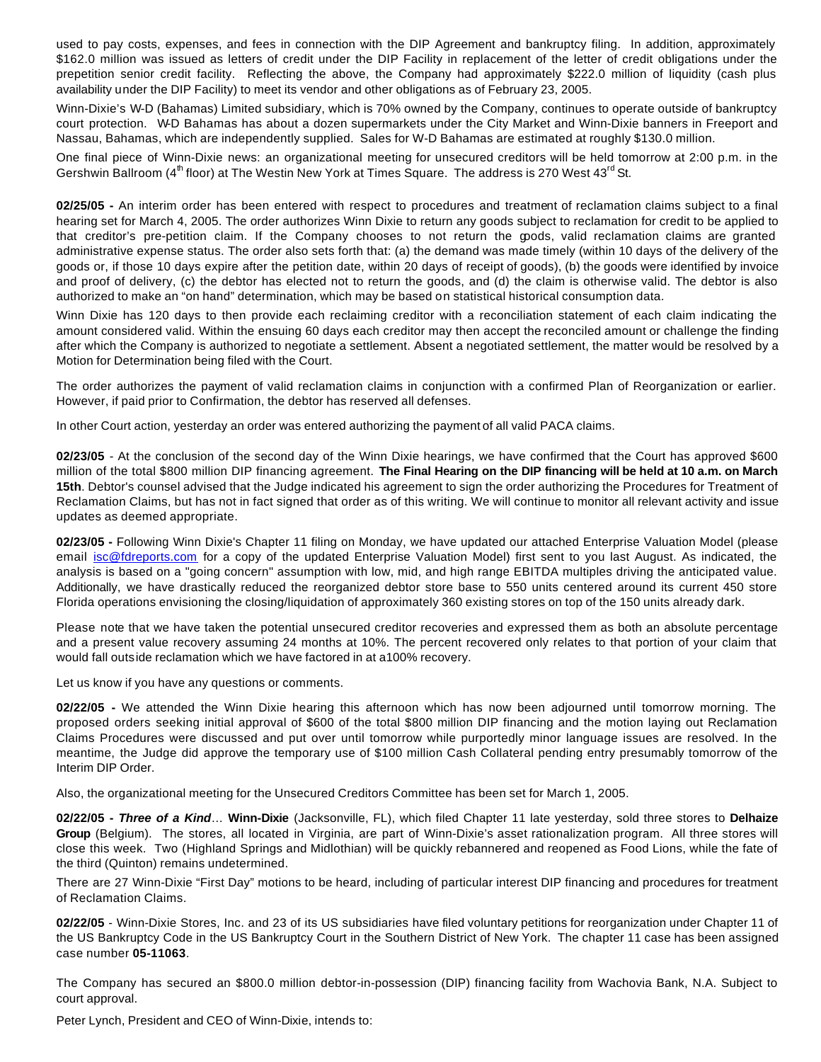used to pay costs, expenses, and fees in connection with the DIP Agreement and bankruptcy filing. In addition, approximately $162.0 million was issued as letters of credit under the DIP Facility in replacement of the letter of credit obligations under the prepetition senior credit facility. Reflecting the above, the Company had approximately $222.0 million of liquidity (cash plus availability under the DIP Facility) to meet its vendor and other obligations as of February 23, 2005.

Winn-Dixie's W-D (Bahamas) Limited subsidiary, which is 70% owned by the Company, continues to operate outside of bankruptcy court protection. W-D Bahamas has about a dozen supermarkets under the City Market and Winn-Dixie banners in Freeport and Nassau, Bahamas, which are independently supplied. Sales for W-D Bahamas are estimated at roughly $130.0 million.

One final piece of Winn-Dixie news: an organizational meeting for unsecured creditors will be held tomorrow at 2:00 p.m. in the Gershwin Ballroom (4th floor) at The Westin New York at Times Square. The address is 270 West 43rd St.

**02/25/05 -** An interim order has been entered with respect to procedures and treatment of reclamation claims subject to a final hearing set for March 4, 2005. The order authorizes Winn Dixie to return any goods subject to reclamation for credit to be applied to that creditor's pre-petition claim. If the Company chooses to not return the goods, valid reclamation claims are granted administrative expense status. The order also sets forth that: (a) the demand was made timely (within 10 days of the delivery of the goods or, if those 10 days expire after the petition date, within 20 days of receipt of goods), (b) the goods were identified by invoice and proof of delivery, (c) the debtor has elected not to return the goods, and (d) the claim is otherwise valid. The debtor is also authorized to make an "on hand" determination, which may be based on statistical historical consumption data.

Winn Dixie has 120 days to then provide each reclaiming creditor with a reconciliation statement of each claim indicating the amount considered valid. Within the ensuing 60 days each creditor may then accept the reconciled amount or challenge the finding after which the Company is authorized to negotiate a settlement. Absent a negotiated settlement, the matter would be resolved by a Motion for Determination being filed with the Court.

The order authorizes the payment of valid reclamation claims in conjunction with a confirmed Plan of Reorganization or earlier. However, if paid prior to Confirmation, the debtor has reserved all defenses.

In other Court action, yesterday an order was entered authorizing the payment of all valid PACA claims.

**02/23/05** - At the conclusion of the second day of the Winn Dixie hearings, we have confirmed that the Court has approved $600 million of the total $800 million DIP financing agreement. **The Final Hearing on the DIP financing will be held at 10 a.m. on March 15th**. Debtor's counsel advised that the Judge indicated his agreement to sign the order authorizing the Procedures for Treatment of Reclamation Claims, but has not in fact signed that order as of this writing. We will continue to monitor all relevant activity and issue updates as deemed appropriate.

**02/23/05 -** Following Winn Dixie's Chapter 11 filing on Monday, we have updated our attached Enterprise Valuation Model (please email isc@fdreports.com for a copy of the updated Enterprise Valuation Model) first sent to you last August. As indicated, the analysis is based on a "going concern" assumption with low, mid, and high range EBITDA multiples driving the anticipated value. Additionally, we have drastically reduced the reorganized debtor store base to 550 units centered around its current 450 store Florida operations envisioning the closing/liquidation of approximately 360 existing stores on top of the 150 units already dark.

Please note that we have taken the potential unsecured creditor recoveries and expressed them as both an absolute percentage and a present value recovery assuming 24 months at 10%. The percent recovered only relates to that portion of your claim that would fall outside reclamation which we have factored in at a100% recovery.

Let us know if you have any questions or comments.

**02/22/05 -** We attended the Winn Dixie hearing this afternoon which has now been adjourned until tomorrow morning. The proposed orders seeking initial approval of $600 of the total $800 million DIP financing and the motion laying out Reclamation Claims Procedures were discussed and put over until tomorrow while purportedly minor language issues are resolved. In the meantime, the Judge did approve the temporary use of $100 million Cash Collateral pending entry presumably tomorrow of the Interim DIP Order.

Also, the organizational meeting for the Unsecured Creditors Committee has been set for March 1, 2005.

**02/22/05 - *Three of a Kind***… **Winn-Dixie** (Jacksonville, FL), which filed Chapter 11 late yesterday, sold three stores to **Delhaize Group** (Belgium). The stores, all located in Virginia, are part of Winn-Dixie's asset rationalization program. All three stores will close this week. Two (Highland Springs and Midlothian) will be quickly rebannered and reopened as Food Lions, while the fate of the third (Quinton) remains undetermined.

There are 27 Winn-Dixie "First Day" motions to be heard, including of particular interest DIP financing and procedures for treatment of Reclamation Claims.

**02/22/05** - Winn-Dixie Stores, Inc. and 23 of its US subsidiaries have filed voluntary petitions for reorganization under Chapter 11 of the US Bankruptcy Code in the US Bankruptcy Court in the Southern District of New York. The chapter 11 case has been assigned case number **05-11063**.

The Company has secured an $800.0 million debtor-in-possession (DIP) financing facility from Wachovia Bank, N.A. Subject to court approval.

Peter Lynch, President and CEO of Winn-Dixie, intends to: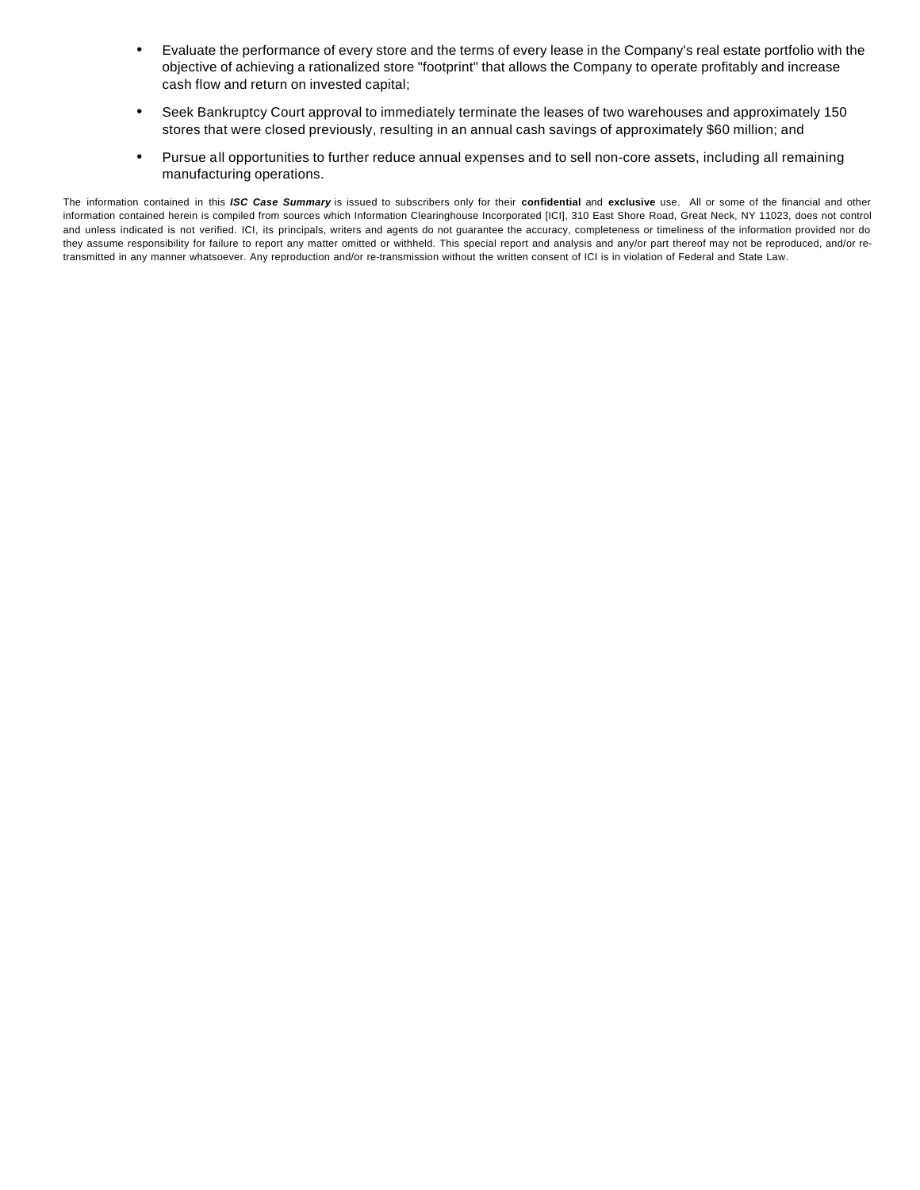- Evaluate the performance of every store and the terms of every lease in the Company's real estate portfolio with the objective of achieving a rationalized store "footprint" that allows the Company to operate profitably and increase cash flow and return on invested capital;
- Seek Bankruptcy Court approval to immediately terminate the leases of two warehouses and approximately 150 stores that were closed previously, resulting in an annual cash savings of approximately $60 million; and
- Pursue all opportunities to further reduce annual expenses and to sell non-core assets, including all remaining manufacturing operations.

The information contained in this ***ISC Case Summary*** is issued to subscribers only for their **confidential** and **exclusive** use. All or some of the financial and other information contained herein is compiled from sources which Information Clearinghouse Incorporated [ICI], 310 East Shore Road, Great Neck, NY 11023, does not control and unless indicated is not verified. ICI, its principals, writers and agents do not guarantee the accuracy, completeness or timeliness of the information provided nor do they assume responsibility for failure to report any matter omitted or withheld. This special report and analysis and any/or part thereof may not be reproduced, and/or re-transmitted in any manner whatsoever. Any reproduction and/or re-transmission without the written consent of ICI is in violation of Federal and State Law.